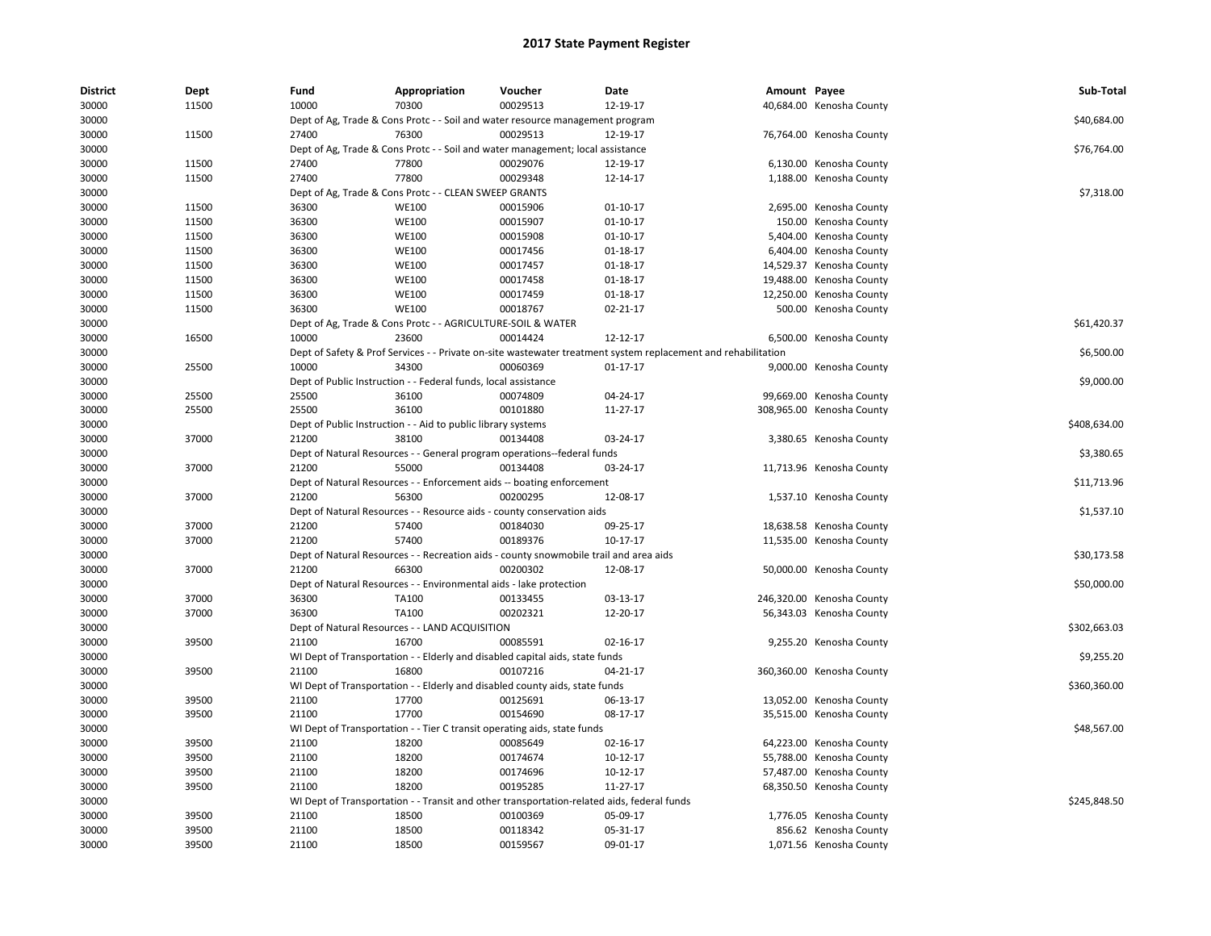# 2017 State Payment Register

| District | Dept | Fund | Appropriation | Voucher | Date | Amount | Payee | Sub-Total |
|---|---|---|---|---|---|---|---|---|
| 30000 | 11500 | 10000 | 70300 | 00029513 | 12-19-17 | 40,684.00 | Kenosha County | |
| 30000 | | Dept of Ag, Trade & Cons Protc - - Soil and water resource management program | | | | | | $40,684.00 |
| 30000 | 11500 | 27400 | 76300 | 00029513 | 12-19-17 | 76,764.00 | Kenosha County | |
| 30000 | | Dept of Ag, Trade & Cons Protc - - Soil and water management; local assistance | | | | | | $76,764.00 |
| 30000 | 11500 | 27400 | 77800 | 00029076 | 12-19-17 | 6,130.00 | Kenosha County | |
| 30000 | 11500 | 27400 | 77800 | 00029348 | 12-14-17 | 1,188.00 | Kenosha County | |
| 30000 | | Dept of Ag, Trade & Cons Protc - - CLEAN SWEEP GRANTS | | | | | | $7,318.00 |
| 30000 | 11500 | 36300 | WE100 | 00015906 | 01-10-17 | 2,695.00 | Kenosha County | |
| 30000 | 11500 | 36300 | WE100 | 00015907 | 01-10-17 | 150.00 | Kenosha County | |
| 30000 | 11500 | 36300 | WE100 | 00015908 | 01-10-17 | 5,404.00 | Kenosha County | |
| 30000 | 11500 | 36300 | WE100 | 00017456 | 01-18-17 | 6,404.00 | Kenosha County | |
| 30000 | 11500 | 36300 | WE100 | 00017457 | 01-18-17 | 14,529.37 | Kenosha County | |
| 30000 | 11500 | 36300 | WE100 | 00017458 | 01-18-17 | 19,488.00 | Kenosha County | |
| 30000 | 11500 | 36300 | WE100 | 00017459 | 01-18-17 | 12,250.00 | Kenosha County | |
| 30000 | 11500 | 36300 | WE100 | 00018767 | 02-21-17 | 500.00 | Kenosha County | |
| 30000 | | Dept of Ag, Trade & Cons Protc - - AGRICULTURE-SOIL & WATER | | | | | | $61,420.37 |
| 30000 | 16500 | 10000 | 23600 | 00014424 | 12-12-17 | 6,500.00 | Kenosha County | |
| 30000 | | Dept of Safety & Prof Services - - Private on-site wastewater treatment system replacement and rehabilitation | | | | | | $6,500.00 |
| 30000 | 25500 | 10000 | 34300 | 00060369 | 01-17-17 | 9,000.00 | Kenosha County | |
| 30000 | | Dept of Public Instruction - - Federal funds, local assistance | | | | | | $9,000.00 |
| 30000 | 25500 | 25500 | 36100 | 00074809 | 04-24-17 | 99,669.00 | Kenosha County | |
| 30000 | 25500 | 25500 | 36100 | 00101880 | 11-27-17 | 308,965.00 | Kenosha County | |
| 30000 | | Dept of Public Instruction - - Aid to public library systems | | | | | | $408,634.00 |
| 30000 | 37000 | 21200 | 38100 | 00134408 | 03-24-17 | 3,380.65 | Kenosha County | |
| 30000 | | Dept of Natural Resources - - General program operations--federal funds | | | | | | $3,380.65 |
| 30000 | 37000 | 21200 | 55000 | 00134408 | 03-24-17 | 11,713.96 | Kenosha County | |
| 30000 | | Dept of Natural Resources - - Enforcement aids -- boating enforcement | | | | | | $11,713.96 |
| 30000 | 37000 | 21200 | 56300 | 00200295 | 12-08-17 | 1,537.10 | Kenosha County | |
| 30000 | | Dept of Natural Resources - - Resource aids - county conservation aids | | | | | | $1,537.10 |
| 30000 | 37000 | 21200 | 57400 | 00184030 | 09-25-17 | 18,638.58 | Kenosha County | |
| 30000 | 37000 | 21200 | 57400 | 00189376 | 10-17-17 | 11,535.00 | Kenosha County | |
| 30000 | | Dept of Natural Resources - - Recreation aids - county snowmobile trail and area aids | | | | | | $30,173.58 |
| 30000 | 37000 | 21200 | 66300 | 00200302 | 12-08-17 | 50,000.00 | Kenosha County | |
| 30000 | | Dept of Natural Resources - - Environmental aids - lake protection | | | | | | $50,000.00 |
| 30000 | 37000 | 36300 | TA100 | 00133455 | 03-13-17 | 246,320.00 | Kenosha County | |
| 30000 | 37000 | 36300 | TA100 | 00202321 | 12-20-17 | 56,343.03 | Kenosha County | |
| 30000 | | Dept of Natural Resources - - LAND ACQUISITION | | | | | | $302,663.03 |
| 30000 | 39500 | 21100 | 16700 | 00085591 | 02-16-17 | 9,255.20 | Kenosha County | |
| 30000 | | WI Dept of Transportation - - Elderly and disabled capital aids, state funds | | | | | | $9,255.20 |
| 30000 | 39500 | 21100 | 16800 | 00107216 | 04-21-17 | 360,360.00 | Kenosha County | |
| 30000 | | WI Dept of Transportation - - Elderly and disabled county aids, state funds | | | | | | $360,360.00 |
| 30000 | 39500 | 21100 | 17700 | 00125691 | 06-13-17 | 13,052.00 | Kenosha County | |
| 30000 | 39500 | 21100 | 17700 | 00154690 | 08-17-17 | 35,515.00 | Kenosha County | |
| 30000 | | WI Dept of Transportation - - Tier C transit operating aids, state funds | | | | | | $48,567.00 |
| 30000 | 39500 | 21100 | 18200 | 00085649 | 02-16-17 | 64,223.00 | Kenosha County | |
| 30000 | 39500 | 21100 | 18200 | 00174674 | 10-12-17 | 55,788.00 | Kenosha County | |
| 30000 | 39500 | 21100 | 18200 | 00174696 | 10-12-17 | 57,487.00 | Kenosha County | |
| 30000 | 39500 | 21100 | 18200 | 00195285 | 11-27-17 | 68,350.50 | Kenosha County | |
| 30000 | | WI Dept of Transportation - - Transit and other transportation-related aids, federal funds | | | | | | $245,848.50 |
| 30000 | 39500 | 21100 | 18500 | 00100369 | 05-09-17 | 1,776.05 | Kenosha County | |
| 30000 | 39500 | 21100 | 18500 | 00118342 | 05-31-17 | 856.62 | Kenosha County | |
| 30000 | 39500 | 21100 | 18500 | 00159567 | 09-01-17 | 1,071.56 | Kenosha County | |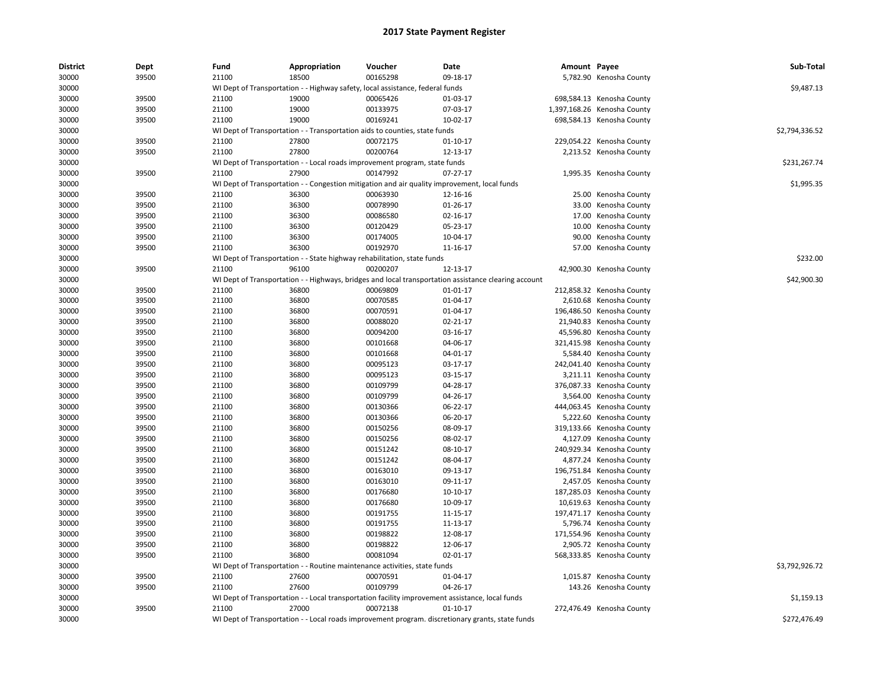# 2017 State Payment Register

| District | Dept | Fund | Appropriation | Voucher | Date | Amount | Payee | Sub-Total |
|---|---|---|---|---|---|---|---|---|
| 30000 | 39500 | 21100 | 18500 | 00165298 | 09-18-17 | 5,782.90 | Kenosha County | |
| 30000 | | WI Dept of Transportation - - Highway safety, local assistance, federal funds | | | | | | $9,487.13 |
| 30000 | 39500 | 21100 | 19000 | 00065426 | 01-03-17 | 698,584.13 | Kenosha County | |
| 30000 | 39500 | 21100 | 19000 | 00133975 | 07-03-17 | 1,397,168.26 | Kenosha County | |
| 30000 | 39500 | 21100 | 19000 | 00169241 | 10-02-17 | 698,584.13 | Kenosha County | |
| 30000 | | WI Dept of Transportation - - Transportation aids to counties, state funds | | | | | | $2,794,336.52 |
| 30000 | 39500 | 21100 | 27800 | 00072175 | 01-10-17 | 229,054.22 | Kenosha County | |
| 30000 | 39500 | 21100 | 27800 | 00200764 | 12-13-17 | 2,213.52 | Kenosha County | |
| 30000 | | WI Dept of Transportation - - Local roads improvement program, state funds | | | | | | $231,267.74 |
| 30000 | 39500 | 21100 | 27900 | 00147992 | 07-27-17 | 1,995.35 | Kenosha County | |
| 30000 | | WI Dept of Transportation - - Congestion mitigation and air quality improvement, local funds | | | | | | $1,995.35 |
| 30000 | 39500 | 21100 | 36300 | 00063930 | 12-16-16 | 25.00 | Kenosha County | |
| 30000 | 39500 | 21100 | 36300 | 00078990 | 01-26-17 | 33.00 | Kenosha County | |
| 30000 | 39500 | 21100 | 36300 | 00086580 | 02-16-17 | 17.00 | Kenosha County | |
| 30000 | 39500 | 21100 | 36300 | 00120429 | 05-23-17 | 10.00 | Kenosha County | |
| 30000 | 39500 | 21100 | 36300 | 00174005 | 10-04-17 | 90.00 | Kenosha County | |
| 30000 | 39500 | 21100 | 36300 | 00192970 | 11-16-17 | 57.00 | Kenosha County | |
| 30000 | | WI Dept of Transportation - - State highway rehabilitation, state funds | | | | | | $232.00 |
| 30000 | 39500 | 21100 | 96100 | 00200207 | 12-13-17 | 42,900.30 | Kenosha County | |
| 30000 | | WI Dept of Transportation - - Highways, bridges and local transportation assistance clearing account | | | | | | $42,900.30 |
| 30000 | 39500 | 21100 | 36800 | 00069809 | 01-01-17 | 212,858.32 | Kenosha County | |
| 30000 | 39500 | 21100 | 36800 | 00070585 | 01-04-17 | 2,610.68 | Kenosha County | |
| 30000 | 39500 | 21100 | 36800 | 00070591 | 01-04-17 | 196,486.50 | Kenosha County | |
| 30000 | 39500 | 21100 | 36800 | 00088020 | 02-21-17 | 21,940.83 | Kenosha County | |
| 30000 | 39500 | 21100 | 36800 | 00094200 | 03-16-17 | 45,596.80 | Kenosha County | |
| 30000 | 39500 | 21100 | 36800 | 00101668 | 04-06-17 | 321,415.98 | Kenosha County | |
| 30000 | 39500 | 21100 | 36800 | 00101668 | 04-01-17 | 5,584.40 | Kenosha County | |
| 30000 | 39500 | 21100 | 36800 | 00095123 | 03-17-17 | 242,041.40 | Kenosha County | |
| 30000 | 39500 | 21100 | 36800 | 00095123 | 03-15-17 | 3,211.11 | Kenosha County | |
| 30000 | 39500 | 21100 | 36800 | 00109799 | 04-28-17 | 376,087.33 | Kenosha County | |
| 30000 | 39500 | 21100 | 36800 | 00109799 | 04-26-17 | 3,564.00 | Kenosha County | |
| 30000 | 39500 | 21100 | 36800 | 00130366 | 06-22-17 | 444,063.45 | Kenosha County | |
| 30000 | 39500 | 21100 | 36800 | 00130366 | 06-20-17 | 5,222.60 | Kenosha County | |
| 30000 | 39500 | 21100 | 36800 | 00150256 | 08-09-17 | 319,133.66 | Kenosha County | |
| 30000 | 39500 | 21100 | 36800 | 00150256 | 08-02-17 | 4,127.09 | Kenosha County | |
| 30000 | 39500 | 21100 | 36800 | 00151242 | 08-10-17 | 240,929.34 | Kenosha County | |
| 30000 | 39500 | 21100 | 36800 | 00151242 | 08-04-17 | 4,877.24 | Kenosha County | |
| 30000 | 39500 | 21100 | 36800 | 00163010 | 09-13-17 | 196,751.84 | Kenosha County | |
| 30000 | 39500 | 21100 | 36800 | 00163010 | 09-11-17 | 2,457.05 | Kenosha County | |
| 30000 | 39500 | 21100 | 36800 | 00176680 | 10-10-17 | 187,285.03 | Kenosha County | |
| 30000 | 39500 | 21100 | 36800 | 00176680 | 10-09-17 | 10,619.63 | Kenosha County | |
| 30000 | 39500 | 21100 | 36800 | 00191755 | 11-15-17 | 197,471.17 | Kenosha County | |
| 30000 | 39500 | 21100 | 36800 | 00191755 | 11-13-17 | 5,796.74 | Kenosha County | |
| 30000 | 39500 | 21100 | 36800 | 00198822 | 12-08-17 | 171,554.96 | Kenosha County | |
| 30000 | 39500 | 21100 | 36800 | 00198822 | 12-06-17 | 2,905.72 | Kenosha County | |
| 30000 | 39500 | 21100 | 36800 | 00081094 | 02-01-17 | 568,333.85 | Kenosha County | |
| 30000 | | WI Dept of Transportation - - Routine maintenance activities, state funds | | | | | | $3,792,926.72 |
| 30000 | 39500 | 21100 | 27600 | 00070591 | 01-04-17 | 1,015.87 | Kenosha County | |
| 30000 | 39500 | 21100 | 27600 | 00109799 | 04-26-17 | 143.26 | Kenosha County | |
| 30000 | | WI Dept of Transportation - - Local transportation facility improvement assistance, local funds | | | | | | $1,159.13 |
| 30000 | 39500 | 21100 | 27000 | 00072138 | 01-10-17 | 272,476.49 | Kenosha County | |
| 30000 | | WI Dept of Transportation - - Local roads improvement program. discretionary grants, state funds | | | | | | $272,476.49 |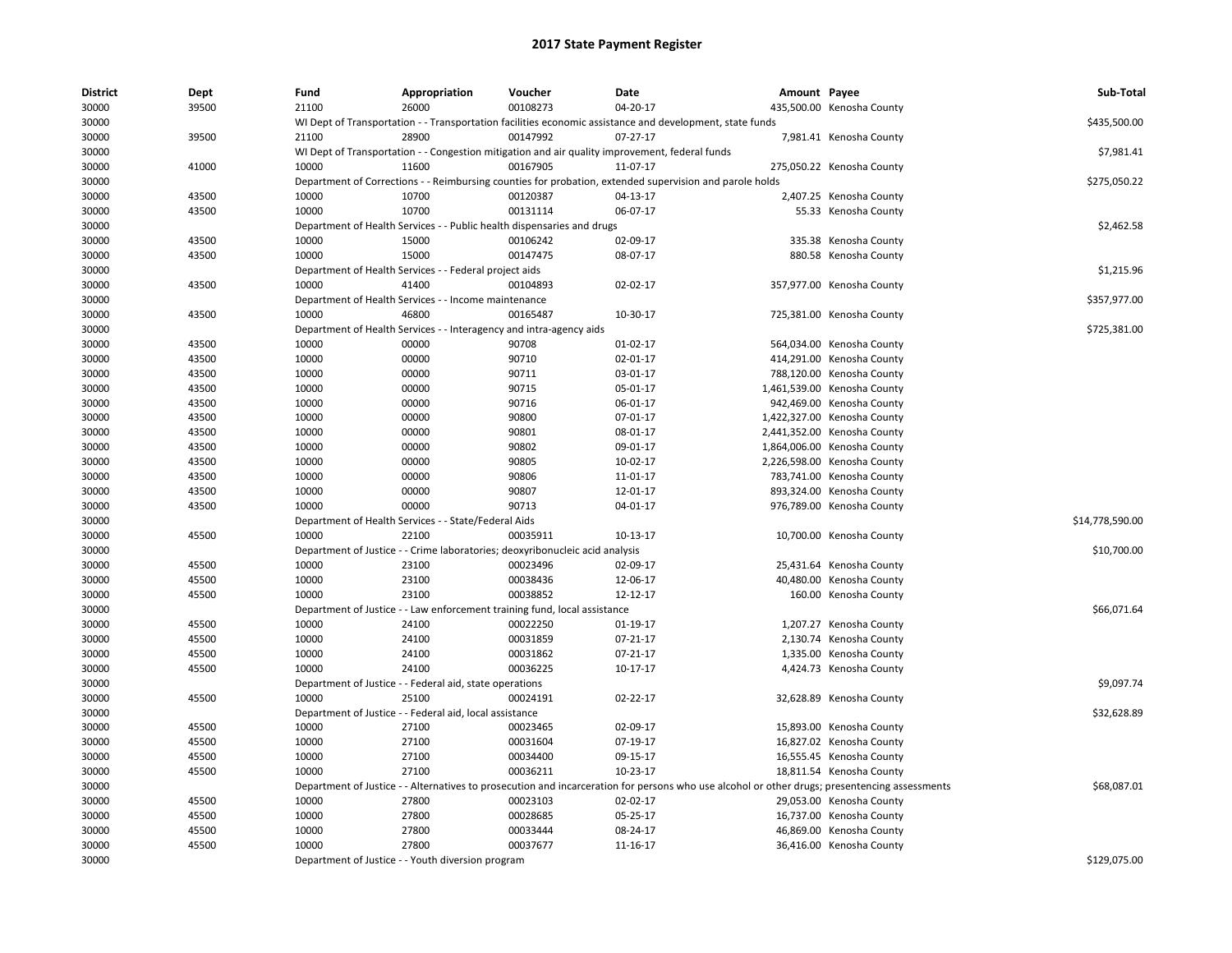# 2017 State Payment Register

| District | Dept | Fund | Appropriation | Voucher | Date | Amount | Payee | Sub-Total |
|---|---|---|---|---|---|---|---|---|
| 30000 | 39500 | 21100 | 26000 | 00108273 | 04-20-17 | 435,500.00 | Kenosha County | |
| 30000 | | WI Dept of Transportation - - Transportation facilities economic assistance and development, state funds | | | | | | $435,500.00 |
| 30000 | 39500 | 21100 | 28900 | 00147992 | 07-27-17 | 7,981.41 | Kenosha County | |
| 30000 | | WI Dept of Transportation - - Congestion mitigation and air quality improvement, federal funds | | | | | | $7,981.41 |
| 30000 | 41000 | 10000 | 11600 | 00167905 | 11-07-17 | 275,050.22 | Kenosha County | |
| 30000 | | Department of Corrections - - Reimbursing counties for probation, extended supervision and parole holds | | | | | | $275,050.22 |
| 30000 | 43500 | 10000 | 10700 | 00120387 | 04-13-17 | 2,407.25 | Kenosha County | |
| 30000 | 43500 | 10000 | 10700 | 00131114 | 06-07-17 | 55.33 | Kenosha County | |
| 30000 | | Department of Health Services - - Public health dispensaries and drugs | | | | | | $2,462.58 |
| 30000 | 43500 | 10000 | 15000 | 00106242 | 02-09-17 | 335.38 | Kenosha County | |
| 30000 | 43500 | 10000 | 15000 | 00147475 | 08-07-17 | 880.58 | Kenosha County | |
| 30000 | | Department of Health Services - - Federal project aids | | | | | | $1,215.96 |
| 30000 | 43500 | 10000 | 41400 | 00104893 | 02-02-17 | 357,977.00 | Kenosha County | |
| 30000 | | Department of Health Services - - Income maintenance | | | | | | $357,977.00 |
| 30000 | 43500 | 10000 | 46800 | 00165487 | 10-30-17 | 725,381.00 | Kenosha County | |
| 30000 | | Department of Health Services - - Interagency and intra-agency aids | | | | | | $725,381.00 |
| 30000 | 43500 | 10000 | 00000 | 90708 | 01-02-17 | 564,034.00 | Kenosha County | |
| 30000 | 43500 | 10000 | 00000 | 90710 | 02-01-17 | 414,291.00 | Kenosha County | |
| 30000 | 43500 | 10000 | 00000 | 90711 | 03-01-17 | 788,120.00 | Kenosha County | |
| 30000 | 43500 | 10000 | 00000 | 90715 | 05-01-17 | 1,461,539.00 | Kenosha County | |
| 30000 | 43500 | 10000 | 00000 | 90716 | 06-01-17 | 942,469.00 | Kenosha County | |
| 30000 | 43500 | 10000 | 00000 | 90800 | 07-01-17 | 1,422,327.00 | Kenosha County | |
| 30000 | 43500 | 10000 | 00000 | 90801 | 08-01-17 | 2,441,352.00 | Kenosha County | |
| 30000 | 43500 | 10000 | 00000 | 90802 | 09-01-17 | 1,864,006.00 | Kenosha County | |
| 30000 | 43500 | 10000 | 00000 | 90805 | 10-02-17 | 2,226,598.00 | Kenosha County | |
| 30000 | 43500 | 10000 | 00000 | 90806 | 11-01-17 | 783,741.00 | Kenosha County | |
| 30000 | 43500 | 10000 | 00000 | 90807 | 12-01-17 | 893,324.00 | Kenosha County | |
| 30000 | 43500 | 10000 | 00000 | 90713 | 04-01-17 | 976,789.00 | Kenosha County | |
| 30000 | | Department of Health Services - - State/Federal Aids | | | | | | $14,778,590.00 |
| 30000 | 45500 | 10000 | 22100 | 00035911 | 10-13-17 | 10,700.00 | Kenosha County | |
| 30000 | | Department of Justice - - Crime laboratories; deoxyribonucleic acid analysis | | | | | | $10,700.00 |
| 30000 | 45500 | 10000 | 23100 | 00023496 | 02-09-17 | 25,431.64 | Kenosha County | |
| 30000 | 45500 | 10000 | 23100 | 00038436 | 12-06-17 | 40,480.00 | Kenosha County | |
| 30000 | 45500 | 10000 | 23100 | 00038852 | 12-12-17 | 160.00 | Kenosha County | |
| 30000 | | Department of Justice - - Law enforcement training fund, local assistance | | | | | | $66,071.64 |
| 30000 | 45500 | 10000 | 24100 | 00022250 | 01-19-17 | 1,207.27 | Kenosha County | |
| 30000 | 45500 | 10000 | 24100 | 00031859 | 07-21-17 | 2,130.74 | Kenosha County | |
| 30000 | 45500 | 10000 | 24100 | 00031862 | 07-21-17 | 1,335.00 | Kenosha County | |
| 30000 | 45500 | 10000 | 24100 | 00036225 | 10-17-17 | 4,424.73 | Kenosha County | |
| 30000 | | Department of Justice - - Federal aid, state operations | | | | | | $9,097.74 |
| 30000 | 45500 | 10000 | 25100 | 00024191 | 02-22-17 | 32,628.89 | Kenosha County | |
| 30000 | | Department of Justice - - Federal aid, local assistance | | | | | | $32,628.89 |
| 30000 | 45500 | 10000 | 27100 | 00023465 | 02-09-17 | 15,893.00 | Kenosha County | |
| 30000 | 45500 | 10000 | 27100 | 00031604 | 07-19-17 | 16,827.02 | Kenosha County | |
| 30000 | 45500 | 10000 | 27100 | 00034400 | 09-15-17 | 16,555.45 | Kenosha County | |
| 30000 | 45500 | 10000 | 27100 | 00036211 | 10-23-17 | 18,811.54 | Kenosha County | |
| 30000 | | Department of Justice - - Alternatives to prosecution and incarceration for persons who use alcohol or other drugs; presentencing assessments | | | | | | $68,087.01 |
| 30000 | 45500 | 10000 | 27800 | 00023103 | 02-02-17 | 29,053.00 | Kenosha County | |
| 30000 | 45500 | 10000 | 27800 | 00028685 | 05-25-17 | 16,737.00 | Kenosha County | |
| 30000 | 45500 | 10000 | 27800 | 00033444 | 08-24-17 | 46,869.00 | Kenosha County | |
| 30000 | 45500 | 10000 | 27800 | 00037677 | 11-16-17 | 36,416.00 | Kenosha County | |
| 30000 | | Department of Justice - - Youth diversion program | | | | | | $129,075.00 |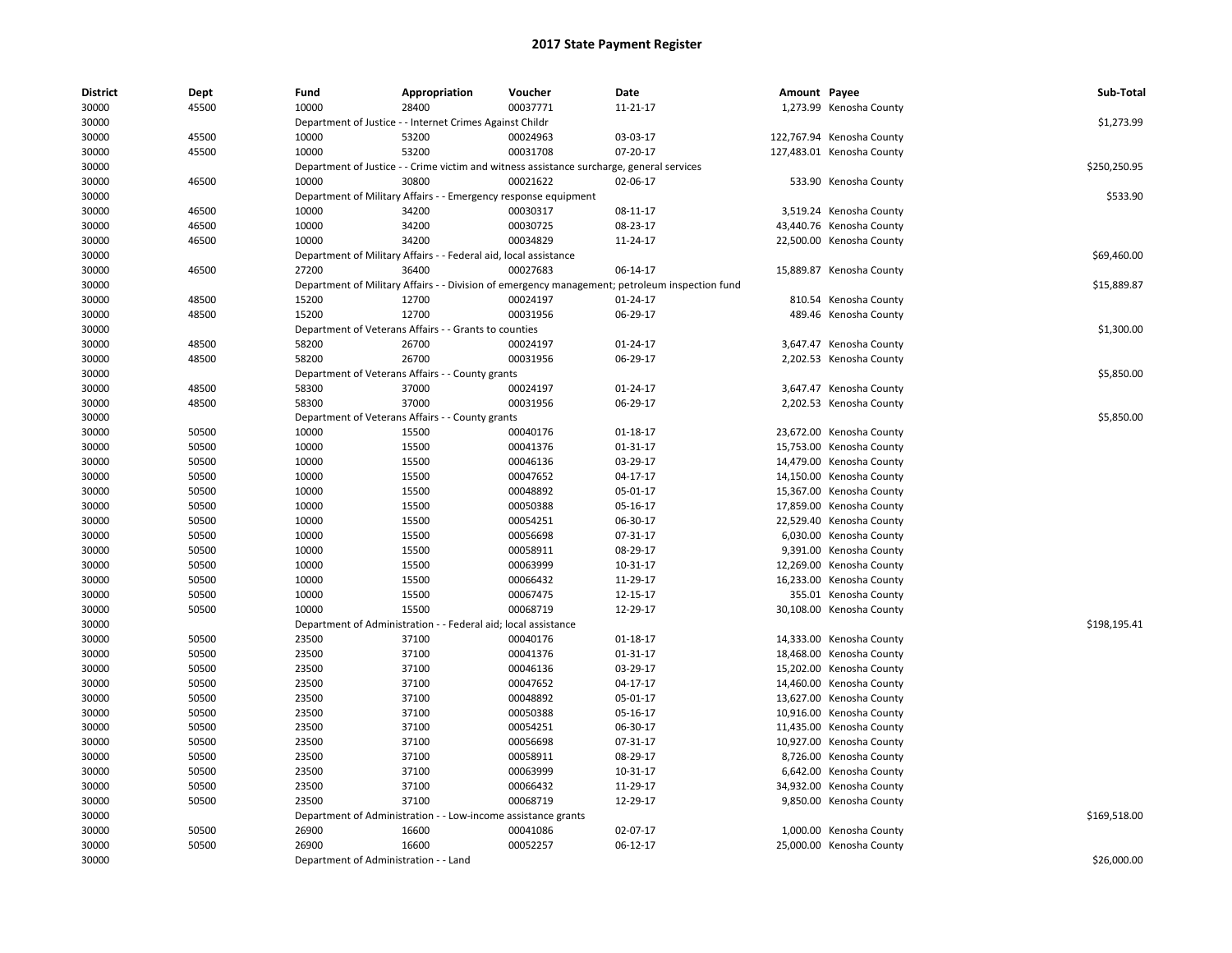# 2017 State Payment Register

| District | Dept | Fund | Appropriation | Voucher | Date | Amount | Payee | Sub-Total |
|---|---|---|---|---|---|---|---|---|
| 30000 | 45500 | 10000 | 28400 | 00037771 | 11-21-17 | 1,273.99 | Kenosha County | |
| 30000 | | Department of Justice - - Internet Crimes Against Childr | | | | | | $1,273.99 |
| 30000 | 45500 | 10000 | 53200 | 00024963 | 03-03-17 | 122,767.94 | Kenosha County | |
| 30000 | 45500 | 10000 | 53200 | 00031708 | 07-20-17 | 127,483.01 | Kenosha County | |
| 30000 | | Department of Justice - - Crime victim and witness assistance surcharge, general services | | | | | | $250,250.95 |
| 30000 | 46500 | 10000 | 30800 | 00021622 | 02-06-17 | 533.90 | Kenosha County | |
| 30000 | | Department of Military Affairs - - Emergency response equipment | | | | | | $533.90 |
| 30000 | 46500 | 10000 | 34200 | 00030317 | 08-11-17 | 3,519.24 | Kenosha County | |
| 30000 | 46500 | 10000 | 34200 | 00030725 | 08-23-17 | 43,440.76 | Kenosha County | |
| 30000 | 46500 | 10000 | 34200 | 00034829 | 11-24-17 | 22,500.00 | Kenosha County | |
| 30000 | | Department of Military Affairs - - Federal aid, local assistance | | | | | | $69,460.00 |
| 30000 | 46500 | 27200 | 36400 | 00027683 | 06-14-17 | 15,889.87 | Kenosha County | |
| 30000 | | Department of Military Affairs - - Division of emergency management; petroleum inspection fund | | | | | | $15,889.87 |
| 30000 | 48500 | 15200 | 12700 | 00024197 | 01-24-17 | 810.54 | Kenosha County | |
| 30000 | 48500 | 15200 | 12700 | 00031956 | 06-29-17 | 489.46 | Kenosha County | |
| 30000 | | Department of Veterans Affairs - - Grants to counties | | | | | | $1,300.00 |
| 30000 | 48500 | 58200 | 26700 | 00024197 | 01-24-17 | 3,647.47 | Kenosha County | |
| 30000 | 48500 | 58200 | 26700 | 00031956 | 06-29-17 | 2,202.53 | Kenosha County | |
| 30000 | | Department of Veterans Affairs - - County grants | | | | | | $5,850.00 |
| 30000 | 48500 | 58300 | 37000 | 00024197 | 01-24-17 | 3,647.47 | Kenosha County | |
| 30000 | 48500 | 58300 | 37000 | 00031956 | 06-29-17 | 2,202.53 | Kenosha County | |
| 30000 | | Department of Veterans Affairs - - County grants | | | | | | $5,850.00 |
| 30000 | 50500 | 10000 | 15500 | 00040176 | 01-18-17 | 23,672.00 | Kenosha County | |
| 30000 | 50500 | 10000 | 15500 | 00041376 | 01-31-17 | 15,753.00 | Kenosha County | |
| 30000 | 50500 | 10000 | 15500 | 00046136 | 03-29-17 | 14,479.00 | Kenosha County | |
| 30000 | 50500 | 10000 | 15500 | 00047652 | 04-17-17 | 14,150.00 | Kenosha County | |
| 30000 | 50500 | 10000 | 15500 | 00048892 | 05-01-17 | 15,367.00 | Kenosha County | |
| 30000 | 50500 | 10000 | 15500 | 00050388 | 05-16-17 | 17,859.00 | Kenosha County | |
| 30000 | 50500 | 10000 | 15500 | 00054251 | 06-30-17 | 22,529.40 | Kenosha County | |
| 30000 | 50500 | 10000 | 15500 | 00056698 | 07-31-17 | 6,030.00 | Kenosha County | |
| 30000 | 50500 | 10000 | 15500 | 00058911 | 08-29-17 | 9,391.00 | Kenosha County | |
| 30000 | 50500 | 10000 | 15500 | 00063999 | 10-31-17 | 12,269.00 | Kenosha County | |
| 30000 | 50500 | 10000 | 15500 | 00066432 | 11-29-17 | 16,233.00 | Kenosha County | |
| 30000 | 50500 | 10000 | 15500 | 00067475 | 12-15-17 | 355.01 | Kenosha County | |
| 30000 | 50500 | 10000 | 15500 | 00068719 | 12-29-17 | 30,108.00 | Kenosha County | |
| 30000 | | Department of Administration - - Federal aid; local assistance | | | | | | $198,195.41 |
| 30000 | 50500 | 23500 | 37100 | 00040176 | 01-18-17 | 14,333.00 | Kenosha County | |
| 30000 | 50500 | 23500 | 37100 | 00041376 | 01-31-17 | 18,468.00 | Kenosha County | |
| 30000 | 50500 | 23500 | 37100 | 00046136 | 03-29-17 | 15,202.00 | Kenosha County | |
| 30000 | 50500 | 23500 | 37100 | 00047652 | 04-17-17 | 14,460.00 | Kenosha County | |
| 30000 | 50500 | 23500 | 37100 | 00048892 | 05-01-17 | 13,627.00 | Kenosha County | |
| 30000 | 50500 | 23500 | 37100 | 00050388 | 05-16-17 | 10,916.00 | Kenosha County | |
| 30000 | 50500 | 23500 | 37100 | 00054251 | 06-30-17 | 11,435.00 | Kenosha County | |
| 30000 | 50500 | 23500 | 37100 | 00056698 | 07-31-17 | 10,927.00 | Kenosha County | |
| 30000 | 50500 | 23500 | 37100 | 00058911 | 08-29-17 | 8,726.00 | Kenosha County | |
| 30000 | 50500 | 23500 | 37100 | 00063999 | 10-31-17 | 6,642.00 | Kenosha County | |
| 30000 | 50500 | 23500 | 37100 | 00066432 | 11-29-17 | 34,932.00 | Kenosha County | |
| 30000 | 50500 | 23500 | 37100 | 00068719 | 12-29-17 | 9,850.00 | Kenosha County | |
| 30000 | | Department of Administration - - Low-income assistance grants | | | | | | $169,518.00 |
| 30000 | 50500 | 26900 | 16600 | 00041086 | 02-07-17 | 1,000.00 | Kenosha County | |
| 30000 | 50500 | 26900 | 16600 | 00052257 | 06-12-17 | 25,000.00 | Kenosha County | |
| 30000 | | Department of Administration - - Land | | | | | | $26,000.00 |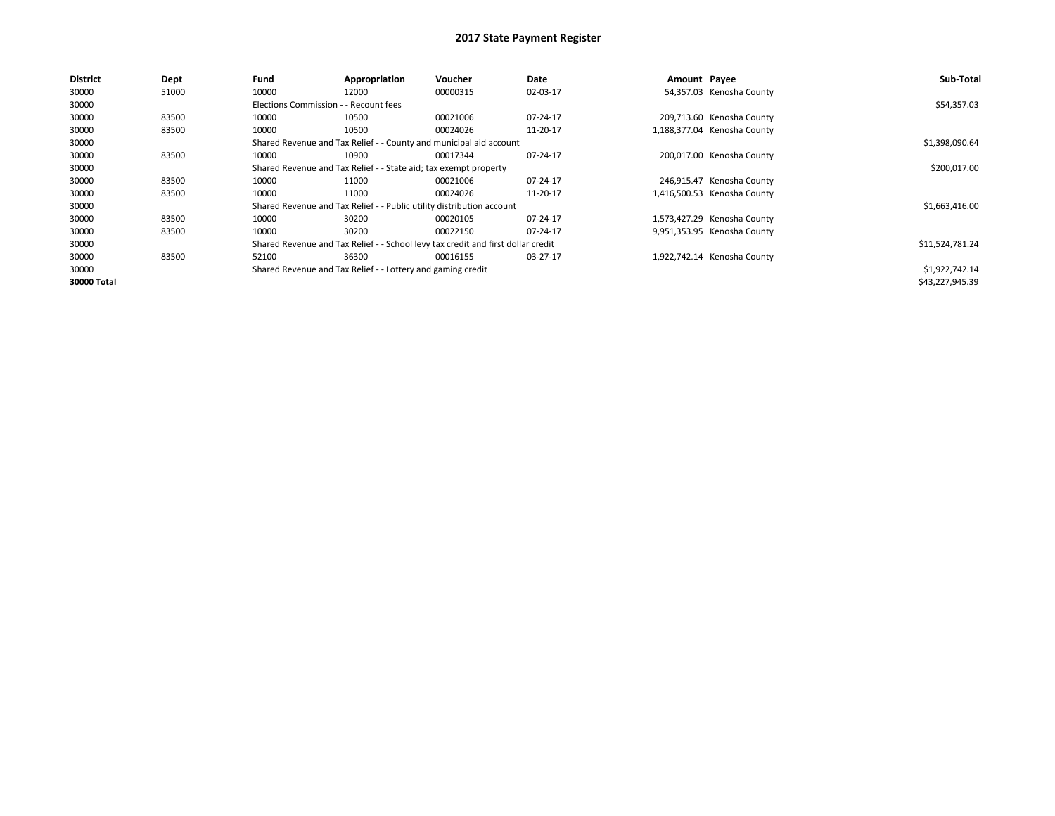# 2017 State Payment Register

| District | Dept | Fund | Appropriation | Voucher | Date | Amount | Payee | Sub-Total |
|---|---|---|---|---|---|---|---|---|
| 30000 | 51000 | 10000 | 12000 | 00000315 | 02-03-17 | 54,357.03 | Kenosha County | |
| 30000 | | Elections Commission - - Recount fees | | | | | | $54,357.03 |
| 30000 | 83500 | 10000 | 10500 | 00021006 | 07-24-17 | 209,713.60 | Kenosha County | |
| 30000 | 83500 | 10000 | 10500 | 00024026 | 11-20-17 | 1,188,377.04 | Kenosha County | |
| 30000 | | Shared Revenue and Tax Relief - - County and municipal aid account | | | | | | $1,398,090.64 |
| 30000 | 83500 | 10000 | 10900 | 00017344 | 07-24-17 | 200,017.00 | Kenosha County | |
| 30000 | | Shared Revenue and Tax Relief - - State aid; tax exempt property | | | | | | $200,017.00 |
| 30000 | 83500 | 10000 | 11000 | 00021006 | 07-24-17 | 246,915.47 | Kenosha County | |
| 30000 | 83500 | 10000 | 11000 | 00024026 | 11-20-17 | 1,416,500.53 | Kenosha County | |
| 30000 | | Shared Revenue and Tax Relief - - Public utility distribution account | | | | | | $1,663,416.00 |
| 30000 | 83500 | 10000 | 30200 | 00020105 | 07-24-17 | 1,573,427.29 | Kenosha County | |
| 30000 | 83500 | 10000 | 30200 | 00022150 | 07-24-17 | 9,951,353.95 | Kenosha County | |
| 30000 | | Shared Revenue and Tax Relief - - School levy tax credit and first dollar credit | | | | | | $11,524,781.24 |
| 30000 | 83500 | 52100 | 36300 | 00016155 | 03-27-17 | 1,922,742.14 | Kenosha County | |
| 30000 | | Shared Revenue and Tax Relief - - Lottery and gaming credit | | | | | | $1,922,742.14 |
| **30000 Total** | | | | | | | | $43,227,945.39 |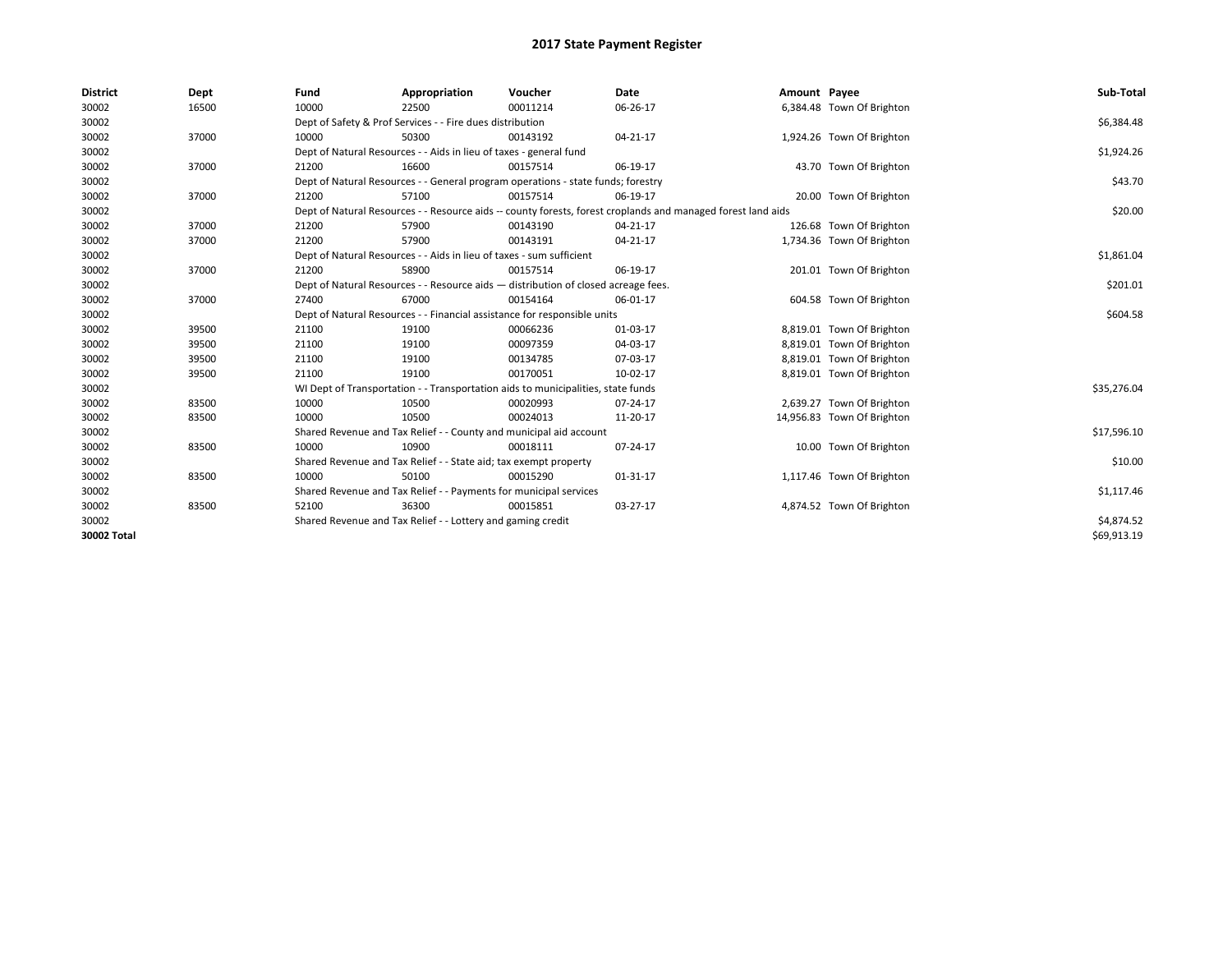# 2017 State Payment Register

| District | Dept | Fund | Appropriation | Voucher | Date | Amount | Payee | Sub-Total |
|---|---|---|---|---|---|---|---|---|
| 30002 | 16500 | 10000 | 22500 | 00011214 | 06-26-17 | 6,384.48 | Town Of Brighton | |
| 30002 | | Dept of Safety & Prof Services - - Fire dues distribution | | | | | | $6,384.48 |
| 30002 | 37000 | 10000 | 50300 | 00143192 | 04-21-17 | 1,924.26 | Town Of Brighton | |
| 30002 | | Dept of Natural Resources - - Aids in lieu of taxes - general fund | | | | | | $1,924.26 |
| 30002 | 37000 | 21200 | 16600 | 00157514 | 06-19-17 | 43.70 | Town Of Brighton | |
| 30002 | | Dept of Natural Resources - - General program operations - state funds; forestry | | | | | | $43.70 |
| 30002 | 37000 | 21200 | 57100 | 00157514 | 06-19-17 | 20.00 | Town Of Brighton | |
| 30002 | | Dept of Natural Resources - - Resource aids -- county forests, forest croplands and managed forest land aids | | | | | | $20.00 |
| 30002 | 37000 | 21200 | 57900 | 00143190 | 04-21-17 | 126.68 | Town Of Brighton | |
| 30002 | 37000 | 21200 | 57900 | 00143191 | 04-21-17 | 1,734.36 | Town Of Brighton | |
| 30002 | | Dept of Natural Resources - - Aids in lieu of taxes - sum sufficient | | | | | | $1,861.04 |
| 30002 | 37000 | 21200 | 58900 | 00157514 | 06-19-17 | 201.01 | Town Of Brighton | |
| 30002 | | Dept of Natural Resources - - Resource aids — distribution of closed acreage fees. | | | | | | $201.01 |
| 30002 | 37000 | 27400 | 67000 | 00154164 | 06-01-17 | 604.58 | Town Of Brighton | |
| 30002 | | Dept of Natural Resources - - Financial assistance for responsible units | | | | | | $604.58 |
| 30002 | 39500 | 21100 | 19100 | 00066236 | 01-03-17 | 8,819.01 | Town Of Brighton | |
| 30002 | 39500 | 21100 | 19100 | 00097359 | 04-03-17 | 8,819.01 | Town Of Brighton | |
| 30002 | 39500 | 21100 | 19100 | 00134785 | 07-03-17 | 8,819.01 | Town Of Brighton | |
| 30002 | 39500 | 21100 | 19100 | 00170051 | 10-02-17 | 8,819.01 | Town Of Brighton | |
| 30002 | | WI Dept of Transportation - - Transportation aids to municipalities, state funds | | | | | | $35,276.04 |
| 30002 | 83500 | 10000 | 10500 | 00020993 | 07-24-17 | 2,639.27 | Town Of Brighton | |
| 30002 | 83500 | 10000 | 10500 | 00024013 | 11-20-17 | 14,956.83 | Town Of Brighton | |
| 30002 | | Shared Revenue and Tax Relief - - County and municipal aid account | | | | | | $17,596.10 |
| 30002 | 83500 | 10000 | 10900 | 00018111 | 07-24-17 | 10.00 | Town Of Brighton | |
| 30002 | | Shared Revenue and Tax Relief - - State aid; tax exempt property | | | | | | $10.00 |
| 30002 | 83500 | 10000 | 50100 | 00015290 | 01-31-17 | 1,117.46 | Town Of Brighton | |
| 30002 | | Shared Revenue and Tax Relief - - Payments for municipal services | | | | | | $1,117.46 |
| 30002 | 83500 | 52100 | 36300 | 00015851 | 03-27-17 | 4,874.52 | Town Of Brighton | |
| 30002 | | Shared Revenue and Tax Relief - - Lottery and gaming credit | | | | | | $4,874.52 |
| **30002 Total** | | | | | | | | $69,913.19 |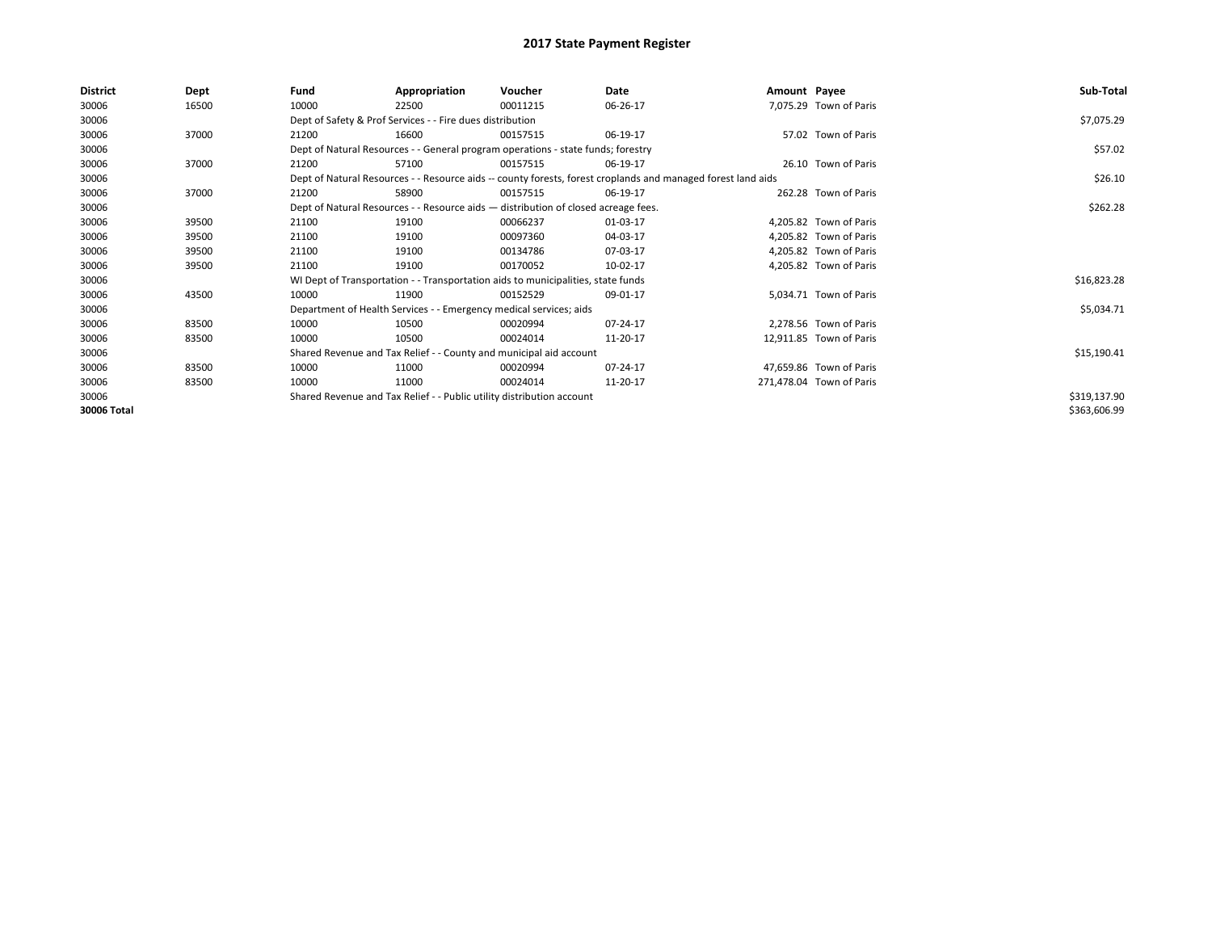# 2017 State Payment Register

| District | Dept | Fund | Appropriation | Voucher | Date | Amount | Payee | Sub-Total |
|---|---|---|---|---|---|---|---|---|
| 30006 | 16500 | 10000 | 22500 | 00011215 | 06-26-17 | 7,075.29 | Town of Paris | |
| 30006 | | Dept of Safety & Prof Services - - Fire dues distribution | | | | | | $7,075.29 |
| 30006 | 37000 | 21200 | 16600 | 00157515 | 06-19-17 | 57.02 | Town of Paris | |
| 30006 | | Dept of Natural Resources - - General program operations - state funds; forestry | | | | | | $57.02 |
| 30006 | 37000 | 21200 | 57100 | 00157515 | 06-19-17 | 26.10 | Town of Paris | |
| 30006 | | Dept of Natural Resources - - Resource aids -- county forests, forest croplands and managed forest land aids | | | | | | $26.10 |
| 30006 | 37000 | 21200 | 58900 | 00157515 | 06-19-17 | 262.28 | Town of Paris | |
| 30006 | | Dept of Natural Resources - - Resource aids — distribution of closed acreage fees. | | | | | | $262.28 |
| 30006 | 39500 | 21100 | 19100 | 00066237 | 01-03-17 | 4,205.82 | Town of Paris | |
| 30006 | 39500 | 21100 | 19100 | 00097360 | 04-03-17 | 4,205.82 | Town of Paris | |
| 30006 | 39500 | 21100 | 19100 | 00134786 | 07-03-17 | 4,205.82 | Town of Paris | |
| 30006 | 39500 | 21100 | 19100 | 00170052 | 10-02-17 | 4,205.82 | Town of Paris | |
| 30006 | | WI Dept of Transportation - - Transportation aids to municipalities, state funds | | | | | | $16,823.28 |
| 30006 | 43500 | 10000 | 11900 | 00152529 | 09-01-17 | 5,034.71 | Town of Paris | |
| 30006 | | Department of Health Services - - Emergency medical services; aids | | | | | | $5,034.71 |
| 30006 | 83500 | 10000 | 10500 | 00020994 | 07-24-17 | 2,278.56 | Town of Paris | |
| 30006 | 83500 | 10000 | 10500 | 00024014 | 11-20-17 | 12,911.85 | Town of Paris | |
| 30006 | | Shared Revenue and Tax Relief - - County and municipal aid account | | | | | | $15,190.41 |
| 30006 | 83500 | 10000 | 11000 | 00020994 | 07-24-17 | 47,659.86 | Town of Paris | |
| 30006 | 83500 | 10000 | 11000 | 00024014 | 11-20-17 | 271,478.04 | Town of Paris | |
| 30006 | | Shared Revenue and Tax Relief - - Public utility distribution account | | | | | | $319,137.90 |
| **30006 Total** | | | | | | | | $363,606.99 |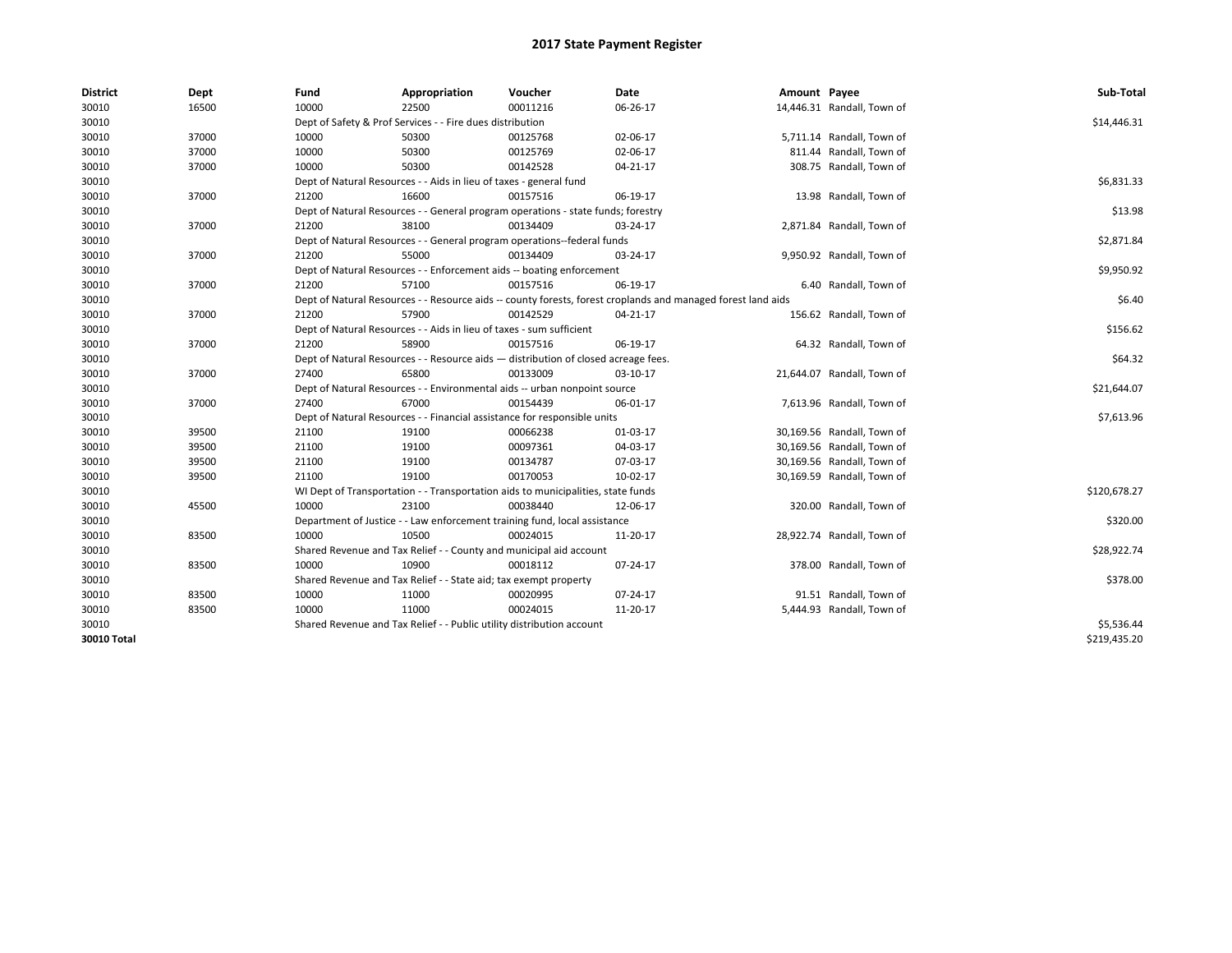# 2017 State Payment Register

| District | Dept | Fund | Appropriation | Voucher | Date | Amount | Payee | Sub-Total |
|---|---|---|---|---|---|---|---|---|
| 30010 | 16500 | 10000 | 22500 | 00011216 | 06-26-17 | 14,446.31 | Randall, Town of | |
| 30010 | | Dept of Safety & Prof Services - - Fire dues distribution | | | | | | $14,446.31 |
| 30010 | 37000 | 10000 | 50300 | 00125768 | 02-06-17 | 5,711.14 | Randall, Town of | |
| 30010 | 37000 | 10000 | 50300 | 00125769 | 02-06-17 | 811.44 | Randall, Town of | |
| 30010 | 37000 | 10000 | 50300 | 00142528 | 04-21-17 | 308.75 | Randall, Town of | |
| 30010 | | Dept of Natural Resources - - Aids in lieu of taxes - general fund | | | | | | $6,831.33 |
| 30010 | 37000 | 21200 | 16600 | 00157516 | 06-19-17 | 13.98 | Randall, Town of | |
| 30010 | | Dept of Natural Resources - - General program operations - state funds; forestry | | | | | | $13.98 |
| 30010 | 37000 | 21200 | 38100 | 00134409 | 03-24-17 | 2,871.84 | Randall, Town of | |
| 30010 | | Dept of Natural Resources - - General program operations--federal funds | | | | | | $2,871.84 |
| 30010 | 37000 | 21200 | 55000 | 00134409 | 03-24-17 | 9,950.92 | Randall, Town of | |
| 30010 | | Dept of Natural Resources - - Enforcement aids -- boating enforcement | | | | | | $9,950.92 |
| 30010 | 37000 | 21200 | 57100 | 00157516 | 06-19-17 | 6.40 | Randall, Town of | |
| 30010 | | Dept of Natural Resources - - Resource aids -- county forests, forest croplands and managed forest land aids | | | | | | $6.40 |
| 30010 | 37000 | 21200 | 57900 | 00142529 | 04-21-17 | 156.62 | Randall, Town of | |
| 30010 | | Dept of Natural Resources - - Aids in lieu of taxes - sum sufficient | | | | | | $156.62 |
| 30010 | 37000 | 21200 | 58900 | 00157516 | 06-19-17 | 64.32 | Randall, Town of | |
| 30010 | | Dept of Natural Resources - - Resource aids — distribution of closed acreage fees. | | | | | | $64.32 |
| 30010 | 37000 | 27400 | 65800 | 00133009 | 03-10-17 | 21,644.07 | Randall, Town of | |
| 30010 | | Dept of Natural Resources - - Environmental aids -- urban nonpoint source | | | | | | $21,644.07 |
| 30010 | 37000 | 27400 | 67000 | 00154439 | 06-01-17 | 7,613.96 | Randall, Town of | |
| 30010 | | Dept of Natural Resources - - Financial assistance for responsible units | | | | | | $7,613.96 |
| 30010 | 39500 | 21100 | 19100 | 00066238 | 01-03-17 | 30,169.56 | Randall, Town of | |
| 30010 | 39500 | 21100 | 19100 | 00097361 | 04-03-17 | 30,169.56 | Randall, Town of | |
| 30010 | 39500 | 21100 | 19100 | 00134787 | 07-03-17 | 30,169.56 | Randall, Town of | |
| 30010 | 39500 | 21100 | 19100 | 00170053 | 10-02-17 | 30,169.59 | Randall, Town of | |
| 30010 | | WI Dept of Transportation - - Transportation aids to municipalities, state funds | | | | | | $120,678.27 |
| 30010 | 45500 | 10000 | 23100 | 00038440 | 12-06-17 | 320.00 | Randall, Town of | |
| 30010 | | Department of Justice - - Law enforcement training fund, local assistance | | | | | | $320.00 |
| 30010 | 83500 | 10000 | 10500 | 00024015 | 11-20-17 | 28,922.74 | Randall, Town of | |
| 30010 | | Shared Revenue and Tax Relief - - County and municipal aid account | | | | | | $28,922.74 |
| 30010 | 83500 | 10000 | 10900 | 00018112 | 07-24-17 | 378.00 | Randall, Town of | |
| 30010 | | Shared Revenue and Tax Relief - - State aid; tax exempt property | | | | | | $378.00 |
| 30010 | 83500 | 10000 | 11000 | 00020995 | 07-24-17 | 91.51 | Randall, Town of | |
| 30010 | 83500 | 10000 | 11000 | 00024015 | 11-20-17 | 5,444.93 | Randall, Town of | |
| 30010 | | Shared Revenue and Tax Relief - - Public utility distribution account | | | | | | $5,536.44 |
| **30010 Total** | | | | | | | | $219,435.20 |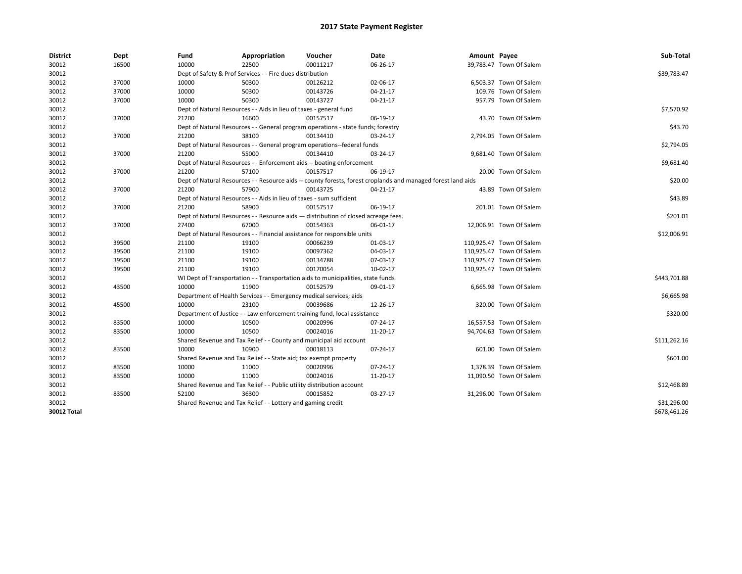# 2017 State Payment Register

| District | Dept | Fund | Appropriation | Voucher | Date | Amount | Payee | Sub-Total |
|---|---|---|---|---|---|---|---|---|
| 30012 | 16500 | 10000 | 22500 | 00011217 | 06-26-17 | 39,783.47 | Town Of Salem | |
| 30012 | | Dept of Safety & Prof Services - - Fire dues distribution | | | | | | $39,783.47 |
| 30012 | 37000 | 10000 | 50300 | 00126212 | 02-06-17 | 6,503.37 | Town Of Salem | |
| 30012 | 37000 | 10000 | 50300 | 00143726 | 04-21-17 | 109.76 | Town Of Salem | |
| 30012 | 37000 | 10000 | 50300 | 00143727 | 04-21-17 | 957.79 | Town Of Salem | |
| 30012 | | Dept of Natural Resources - - Aids in lieu of taxes - general fund | | | | | | $7,570.92 |
| 30012 | 37000 | 21200 | 16600 | 00157517 | 06-19-17 | 43.70 | Town Of Salem | |
| 30012 | | Dept of Natural Resources - - General program operations - state funds; forestry | | | | | | $43.70 |
| 30012 | 37000 | 21200 | 38100 | 00134410 | 03-24-17 | 2,794.05 | Town Of Salem | |
| 30012 | | Dept of Natural Resources - - General program operations--federal funds | | | | | | $2,794.05 |
| 30012 | 37000 | 21200 | 55000 | 00134410 | 03-24-17 | 9,681.40 | Town Of Salem | |
| 30012 | | Dept of Natural Resources - - Enforcement aids -- boating enforcement | | | | | | $9,681.40 |
| 30012 | 37000 | 21200 | 57100 | 00157517 | 06-19-17 | 20.00 | Town Of Salem | |
| 30012 | | Dept of Natural Resources - - Resource aids -- county forests, forest croplands and managed forest land aids | | | | | | $20.00 |
| 30012 | 37000 | 21200 | 57900 | 00143725 | 04-21-17 | 43.89 | Town Of Salem | |
| 30012 | | Dept of Natural Resources - - Aids in lieu of taxes - sum sufficient | | | | | | $43.89 |
| 30012 | 37000 | 21200 | 58900 | 00157517 | 06-19-17 | 201.01 | Town Of Salem | |
| 30012 | | Dept of Natural Resources - - Resource aids — distribution of closed acreage fees. | | | | | | $201.01 |
| 30012 | 37000 | 27400 | 67000 | 00154363 | 06-01-17 | 12,006.91 | Town Of Salem | |
| 30012 | | Dept of Natural Resources - - Financial assistance for responsible units | | | | | | $12,006.91 |
| 30012 | 39500 | 21100 | 19100 | 00066239 | 01-03-17 | 110,925.47 | Town Of Salem | |
| 30012 | 39500 | 21100 | 19100 | 00097362 | 04-03-17 | 110,925.47 | Town Of Salem | |
| 30012 | 39500 | 21100 | 19100 | 00134788 | 07-03-17 | 110,925.47 | Town Of Salem | |
| 30012 | 39500 | 21100 | 19100 | 00170054 | 10-02-17 | 110,925.47 | Town Of Salem | |
| 30012 | | WI Dept of Transportation - - Transportation aids to municipalities, state funds | | | | | | $443,701.88 |
| 30012 | 43500 | 10000 | 11900 | 00152579 | 09-01-17 | 6,665.98 | Town Of Salem | |
| 30012 | | Department of Health Services - - Emergency medical services; aids | | | | | | $6,665.98 |
| 30012 | 45500 | 10000 | 23100 | 00039686 | 12-26-17 | 320.00 | Town Of Salem | |
| 30012 | | Department of Justice - - Law enforcement training fund, local assistance | | | | | | $320.00 |
| 30012 | 83500 | 10000 | 10500 | 00020996 | 07-24-17 | 16,557.53 | Town Of Salem | |
| 30012 | 83500 | 10000 | 10500 | 00024016 | 11-20-17 | 94,704.63 | Town Of Salem | |
| 30012 | | Shared Revenue and Tax Relief - - County and municipal aid account | | | | | | $111,262.16 |
| 30012 | 83500 | 10000 | 10900 | 00018113 | 07-24-17 | 601.00 | Town Of Salem | |
| 30012 | | Shared Revenue and Tax Relief - - State aid; tax exempt property | | | | | | $601.00 |
| 30012 | 83500 | 10000 | 11000 | 00020996 | 07-24-17 | 1,378.39 | Town Of Salem | |
| 30012 | 83500 | 10000 | 11000 | 00024016 | 11-20-17 | 11,090.50 | Town Of Salem | |
| 30012 | | Shared Revenue and Tax Relief - - Public utility distribution account | | | | | | $12,468.89 |
| 30012 | 83500 | 52100 | 36300 | 00015852 | 03-27-17 | 31,296.00 | Town Of Salem | |
| 30012 | | Shared Revenue and Tax Relief - - Lottery and gaming credit | | | | | | $31,296.00 |
| **30012 Total** | | | | | | | | $678,461.26 |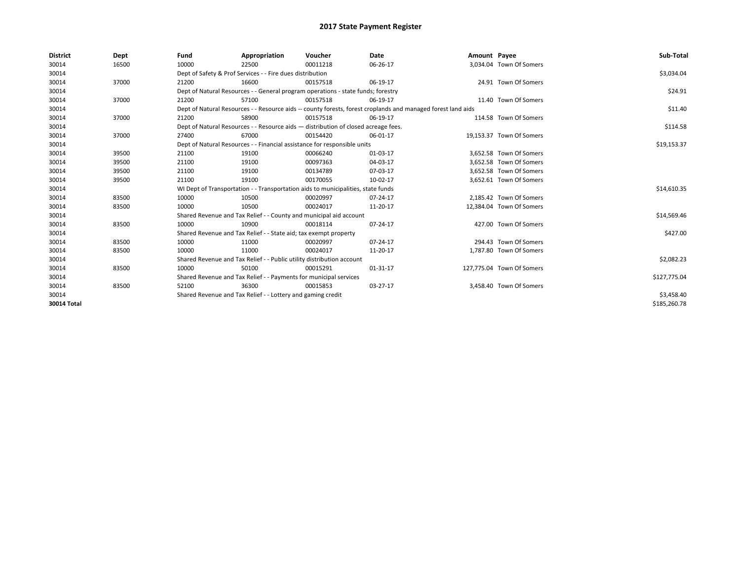# 2017 State Payment Register

| District | Dept | Fund | Appropriation | Voucher | Date | Amount | Payee | Sub-Total |
|---|---|---|---|---|---|---|---|---|
| 30014 | 16500 | 10000 | 22500 | 00011218 | 06-26-17 | 3,034.04 | Town Of Somers | |
| 30014 | | Dept of Safety & Prof Services - - Fire dues distribution | | | | | | $3,034.04 |
| 30014 | 37000 | 21200 | 16600 | 00157518 | 06-19-17 | 24.91 | Town Of Somers | |
| 30014 | | Dept of Natural Resources - - General program operations - state funds; forestry | | | | | | $24.91 |
| 30014 | 37000 | 21200 | 57100 | 00157518 | 06-19-17 | 11.40 | Town Of Somers | |
| 30014 | | Dept of Natural Resources - - Resource aids -- county forests, forest croplands and managed forest land aids | | | | | | $11.40 |
| 30014 | 37000 | 21200 | 58900 | 00157518 | 06-19-17 | 114.58 | Town Of Somers | |
| 30014 | | Dept of Natural Resources - - Resource aids — distribution of closed acreage fees. | | | | | | $114.58 |
| 30014 | 37000 | 27400 | 67000 | 00154420 | 06-01-17 | 19,153.37 | Town Of Somers | |
| 30014 | | Dept of Natural Resources - - Financial assistance for responsible units | | | | | | $19,153.37 |
| 30014 | 39500 | 21100 | 19100 | 00066240 | 01-03-17 | 3,652.58 | Town Of Somers | |
| 30014 | 39500 | 21100 | 19100 | 00097363 | 04-03-17 | 3,652.58 | Town Of Somers | |
| 30014 | 39500 | 21100 | 19100 | 00134789 | 07-03-17 | 3,652.58 | Town Of Somers | |
| 30014 | 39500 | 21100 | 19100 | 00170055 | 10-02-17 | 3,652.61 | Town Of Somers | |
| 30014 | | WI Dept of Transportation - - Transportation aids to municipalities, state funds | | | | | | $14,610.35 |
| 30014 | 83500 | 10000 | 10500 | 00020997 | 07-24-17 | 2,185.42 | Town Of Somers | |
| 30014 | 83500 | 10000 | 10500 | 00024017 | 11-20-17 | 12,384.04 | Town Of Somers | |
| 30014 | | Shared Revenue and Tax Relief - - County and municipal aid account | | | | | | $14,569.46 |
| 30014 | 83500 | 10000 | 10900 | 00018114 | 07-24-17 | 427.00 | Town Of Somers | |
| 30014 | | Shared Revenue and Tax Relief - - State aid; tax exempt property | | | | | | $427.00 |
| 30014 | 83500 | 10000 | 11000 | 00020997 | 07-24-17 | 294.43 | Town Of Somers | |
| 30014 | 83500 | 10000 | 11000 | 00024017 | 11-20-17 | 1,787.80 | Town Of Somers | |
| 30014 | | Shared Revenue and Tax Relief - - Public utility distribution account | | | | | | $2,082.23 |
| 30014 | 83500 | 10000 | 50100 | 00015291 | 01-31-17 | 127,775.04 | Town Of Somers | |
| 30014 | | Shared Revenue and Tax Relief - - Payments for municipal services | | | | | | $127,775.04 |
| 30014 | 83500 | 52100 | 36300 | 00015853 | 03-27-17 | 3,458.40 | Town Of Somers | |
| 30014 | | Shared Revenue and Tax Relief - - Lottery and gaming credit | | | | | | $3,458.40 |
| **30014 Total** | | | | | | | | $185,260.78 |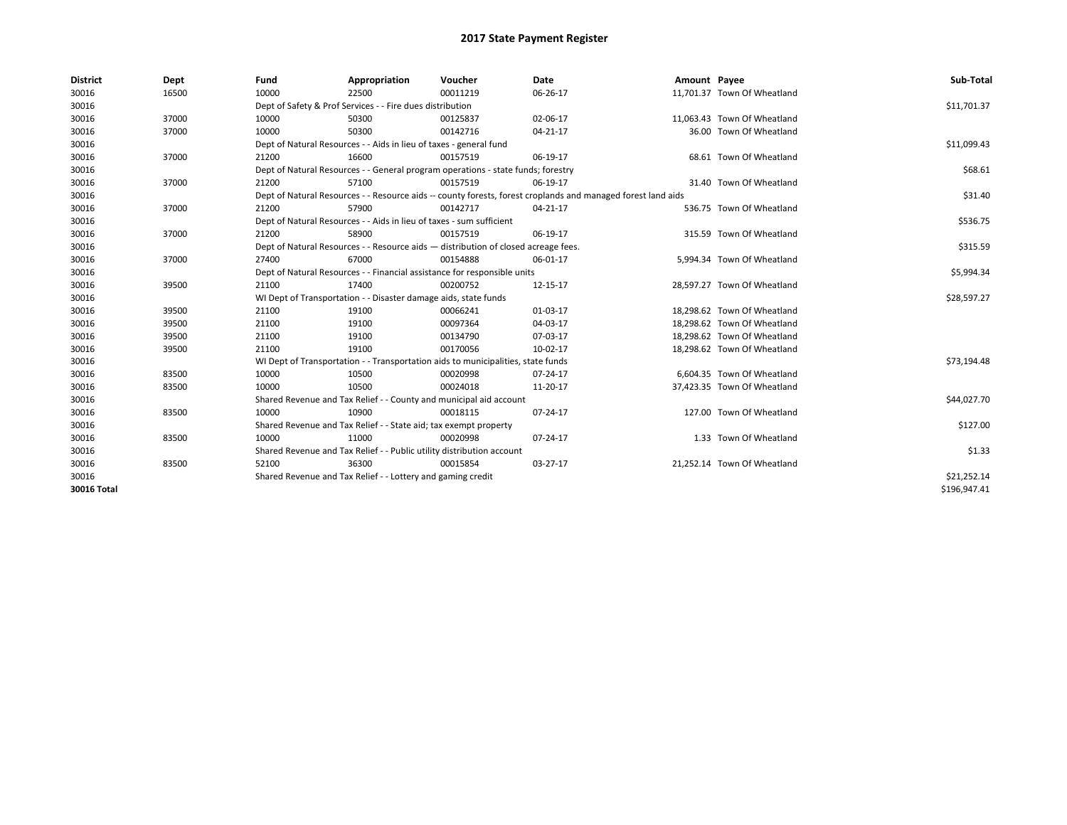# 2017 State Payment Register

| District | Dept | Fund | Appropriation | Voucher | Date | Amount | Payee | Sub-Total |
|---|---|---|---|---|---|---|---|---|
| 30016 | 16500 | 10000 | 22500 | 00011219 | 06-26-17 | 11,701.37 | Town Of Wheatland | |
| 30016 | | Dept of Safety & Prof Services - - Fire dues distribution | | | | | | $11,701.37 |
| 30016 | 37000 | 10000 | 50300 | 00125837 | 02-06-17 | 11,063.43 | Town Of Wheatland | |
| 30016 | 37000 | 10000 | 50300 | 00142716 | 04-21-17 | 36.00 | Town Of Wheatland | |
| 30016 | | Dept of Natural Resources - - Aids in lieu of taxes - general fund | | | | | | $11,099.43 |
| 30016 | 37000 | 21200 | 16600 | 00157519 | 06-19-17 | 68.61 | Town Of Wheatland | |
| 30016 | | Dept of Natural Resources - - General program operations - state funds; forestry | | | | | | $68.61 |
| 30016 | 37000 | 21200 | 57100 | 00157519 | 06-19-17 | 31.40 | Town Of Wheatland | |
| 30016 | | Dept of Natural Resources - - Resource aids -- county forests, forest croplands and managed forest land aids | | | | | | $31.40 |
| 30016 | 37000 | 21200 | 57900 | 00142717 | 04-21-17 | 536.75 | Town Of Wheatland | |
| 30016 | | Dept of Natural Resources - - Aids in lieu of taxes - sum sufficient | | | | | | $536.75 |
| 30016 | 37000 | 21200 | 58900 | 00157519 | 06-19-17 | 315.59 | Town Of Wheatland | |
| 30016 | | Dept of Natural Resources - - Resource aids — distribution of closed acreage fees. | | | | | | $315.59 |
| 30016 | 37000 | 27400 | 67000 | 00154888 | 06-01-17 | 5,994.34 | Town Of Wheatland | |
| 30016 | | Dept of Natural Resources - - Financial assistance for responsible units | | | | | | $5,994.34 |
| 30016 | 39500 | 21100 | 17400 | 00200752 | 12-15-17 | 28,597.27 | Town Of Wheatland | |
| 30016 | | WI Dept of Transportation - - Disaster damage aids, state funds | | | | | | $28,597.27 |
| 30016 | 39500 | 21100 | 19100 | 00066241 | 01-03-17 | 18,298.62 | Town Of Wheatland | |
| 30016 | 39500 | 21100 | 19100 | 00097364 | 04-03-17 | 18,298.62 | Town Of Wheatland | |
| 30016 | 39500 | 21100 | 19100 | 00134790 | 07-03-17 | 18,298.62 | Town Of Wheatland | |
| 30016 | 39500 | 21100 | 19100 | 00170056 | 10-02-17 | 18,298.62 | Town Of Wheatland | |
| 30016 | | WI Dept of Transportation - - Transportation aids to municipalities, state funds | | | | | | $73,194.48 |
| 30016 | 83500 | 10000 | 10500 | 00020998 | 07-24-17 | 6,604.35 | Town Of Wheatland | |
| 30016 | 83500 | 10000 | 10500 | 00024018 | 11-20-17 | 37,423.35 | Town Of Wheatland | |
| 30016 | | Shared Revenue and Tax Relief - - County and municipal aid account | | | | | | $44,027.70 |
| 30016 | 83500 | 10000 | 10900 | 00018115 | 07-24-17 | 127.00 | Town Of Wheatland | |
| 30016 | | Shared Revenue and Tax Relief - - State aid; tax exempt property | | | | | | $127.00 |
| 30016 | 83500 | 10000 | 11000 | 00020998 | 07-24-17 | 1.33 | Town Of Wheatland | |
| 30016 | | Shared Revenue and Tax Relief - - Public utility distribution account | | | | | | $1.33 |
| 30016 | 83500 | 52100 | 36300 | 00015854 | 03-27-17 | 21,252.14 | Town Of Wheatland | |
| 30016 | | Shared Revenue and Tax Relief - - Lottery and gaming credit | | | | | | $21,252.14 |
| 30016 Total | | | | | | | | $196,947.41 |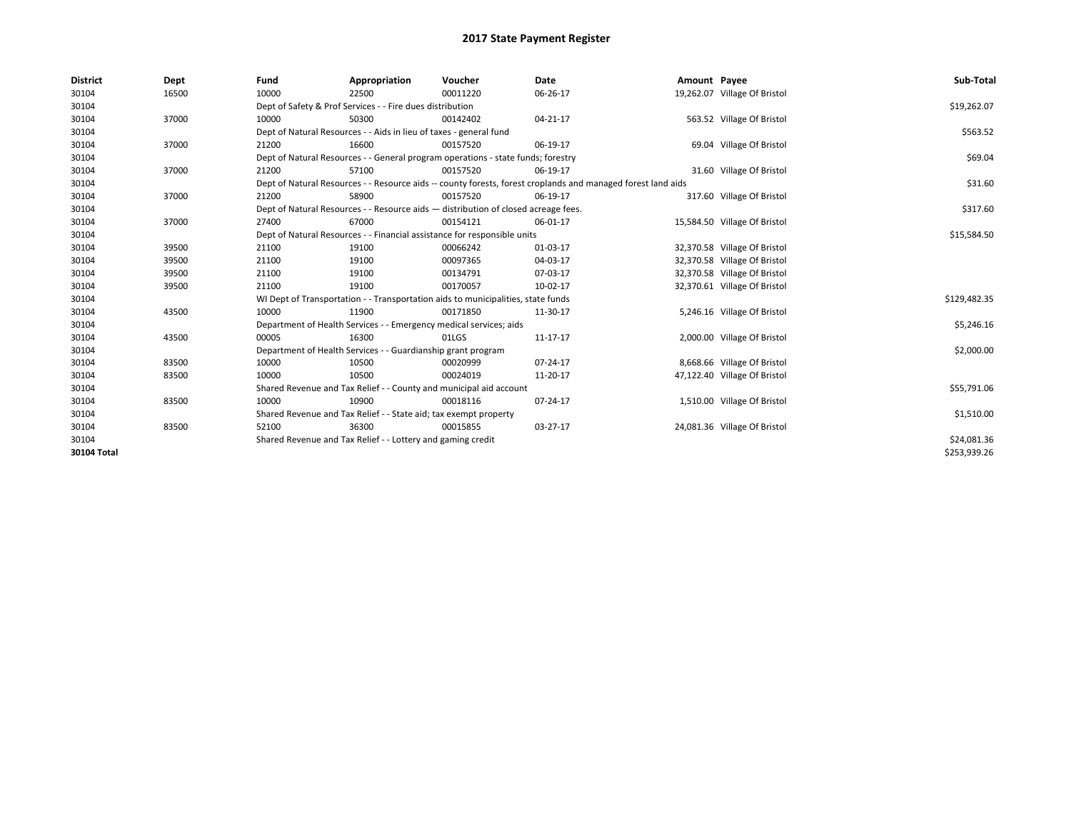# 2017 State Payment Register

| District | Dept | Fund | Appropriation | Voucher | Date | Amount | Payee | Sub-Total |
|---|---|---|---|---|---|---|---|---|
| 30104 | 16500 | 10000 | 22500 | 00011220 | 06-26-17 | 19,262.07 | Village Of Bristol | |
| 30104 | | Dept of Safety & Prof Services - - Fire dues distribution | | | | | | $19,262.07 |
| 30104 | 37000 | 10000 | 50300 | 00142402 | 04-21-17 | 563.52 | Village Of Bristol | |
| 30104 | | Dept of Natural Resources - - Aids in lieu of taxes - general fund | | | | | | $563.52 |
| 30104 | 37000 | 21200 | 16600 | 00157520 | 06-19-17 | 69.04 | Village Of Bristol | |
| 30104 | | Dept of Natural Resources - - General program operations - state funds; forestry | | | | | | $69.04 |
| 30104 | 37000 | 21200 | 57100 | 00157520 | 06-19-17 | 31.60 | Village Of Bristol | |
| 30104 | | Dept of Natural Resources - - Resource aids -- county forests, forest croplands and managed forest land aids | | | | | | $31.60 |
| 30104 | 37000 | 21200 | 58900 | 00157520 | 06-19-17 | 317.60 | Village Of Bristol | |
| 30104 | | Dept of Natural Resources - - Resource aids — distribution of closed acreage fees. | | | | | | $317.60 |
| 30104 | 37000 | 27400 | 67000 | 00154121 | 06-01-17 | 15,584.50 | Village Of Bristol | |
| 30104 | | Dept of Natural Resources - - Financial assistance for responsible units | | | | | | $15,584.50 |
| 30104 | 39500 | 21100 | 19100 | 00066242 | 01-03-17 | 32,370.58 | Village Of Bristol | |
| 30104 | 39500 | 21100 | 19100 | 00097365 | 04-03-17 | 32,370.58 | Village Of Bristol | |
| 30104 | 39500 | 21100 | 19100 | 00134791 | 07-03-17 | 32,370.58 | Village Of Bristol | |
| 30104 | 39500 | 21100 | 19100 | 00170057 | 10-02-17 | 32,370.61 | Village Of Bristol | |
| 30104 | | WI Dept of Transportation - - Transportation aids to municipalities, state funds | | | | | | $129,482.35 |
| 30104 | 43500 | 10000 | 11900 | 00171850 | 11-30-17 | 5,246.16 | Village Of Bristol | |
| 30104 | | Department of Health Services - - Emergency medical services; aids | | | | | | $5,246.16 |
| 30104 | 43500 | 00005 | 16300 | 01LGS | 11-17-17 | 2,000.00 | Village Of Bristol | |
| 30104 | | Department of Health Services - - Guardianship grant program | | | | | | $2,000.00 |
| 30104 | 83500 | 10000 | 10500 | 00020999 | 07-24-17 | 8,668.66 | Village Of Bristol | |
| 30104 | 83500 | 10000 | 10500 | 00024019 | 11-20-17 | 47,122.40 | Village Of Bristol | |
| 30104 | | Shared Revenue and Tax Relief - - County and municipal aid account | | | | | | $55,791.06 |
| 30104 | 83500 | 10000 | 10900 | 00018116 | 07-24-17 | 1,510.00 | Village Of Bristol | |
| 30104 | | Shared Revenue and Tax Relief - - State aid; tax exempt property | | | | | | $1,510.00 |
| 30104 | 83500 | 52100 | 36300 | 00015855 | 03-27-17 | 24,081.36 | Village Of Bristol | |
| 30104 | | Shared Revenue and Tax Relief - - Lottery and gaming credit | | | | | | $24,081.36 |
| **30104 Total** | | | | | | | | $253,939.26 |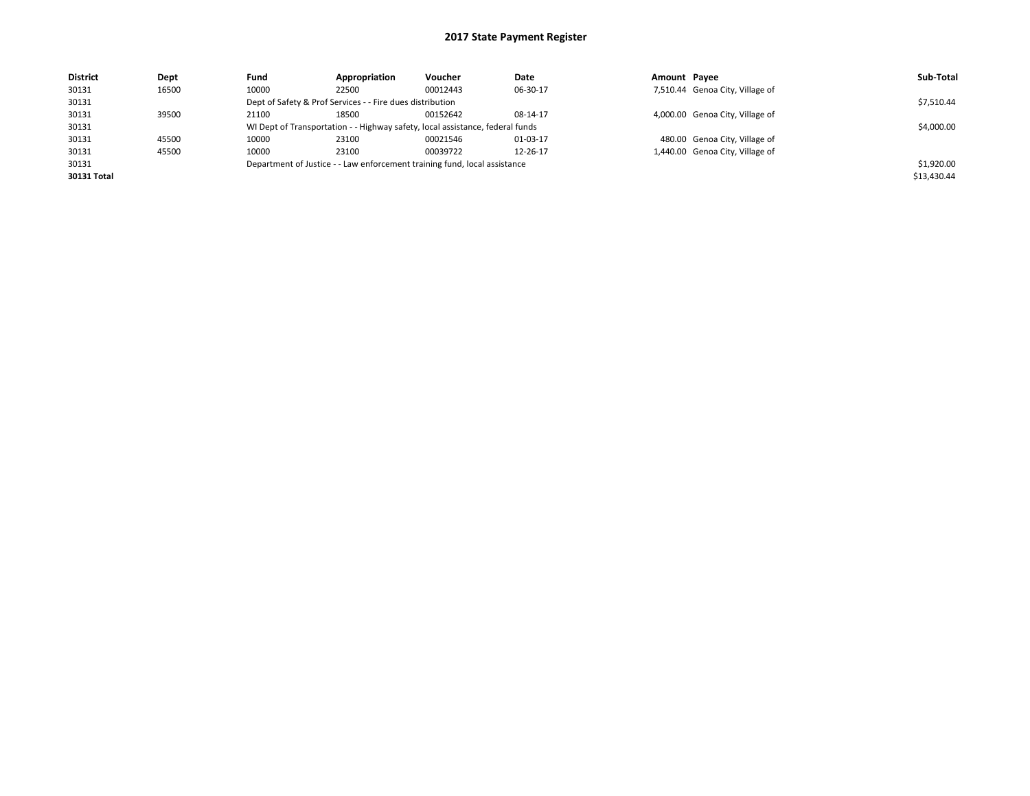# 2017 State Payment Register

| District | Dept | Fund | Appropriation | Voucher | Date | Amount | Payee | Sub-Total |
|---|---|---|---|---|---|---|---|---|
| 30131 | 16500 | 10000 | 22500 | 00012443 | 06-30-17 | 7,510.44 | Genoa City, Village of | |
| 30131 | | Dept of Safety & Prof Services - - Fire dues distribution | | | | | | $7,510.44 |
| 30131 | 39500 | 21100 | 18500 | 00152642 | 08-14-17 | 4,000.00 | Genoa City, Village of | |
| 30131 | | WI Dept of Transportation - - Highway safety, local assistance, federal funds | | | | | | $4,000.00 |
| 30131 | 45500 | 10000 | 23100 | 00021546 | 01-03-17 | 480.00 | Genoa City, Village of | |
| 30131 | 45500 | 10000 | 23100 | 00039722 | 12-26-17 | 1,440.00 | Genoa City, Village of | |
| 30131 | | Department of Justice - - Law enforcement training fund, local assistance | | | | | | $1,920.00 |
| **30131 Total** | | | | | | | | $13,430.44 |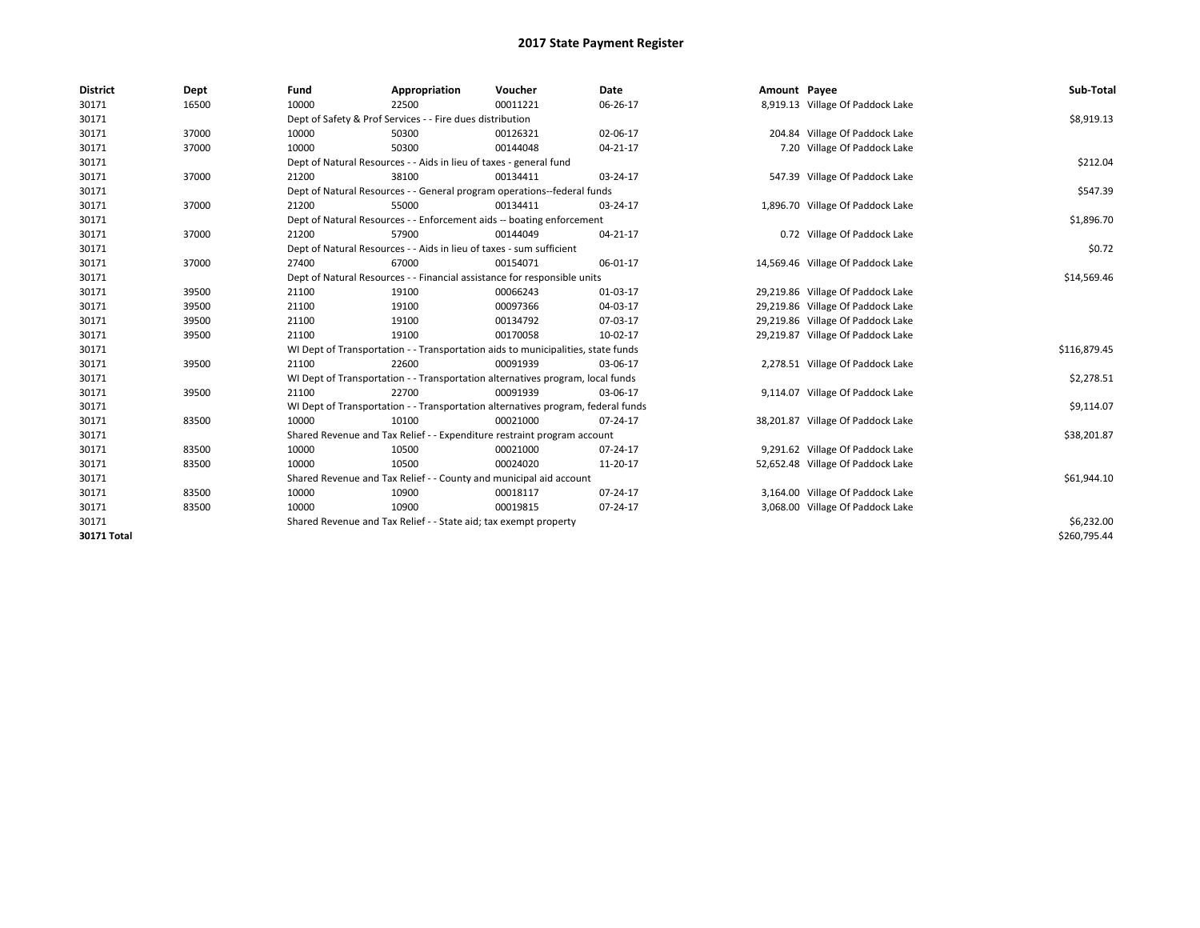# 2017 State Payment Register

| District | Dept | Fund | Appropriation | Voucher | Date | Amount | Payee | Sub-Total |
|---|---|---|---|---|---|---|---|---|
| 30171 | 16500 | 10000 | 22500 | 00011221 | 06-26-17 | 8,919.13 | Village Of Paddock Lake | |
| 30171 | | Dept of Safety & Prof Services - - Fire dues distribution | | | | | | $8,919.13 |
| 30171 | 37000 | 10000 | 50300 | 00126321 | 02-06-17 | 204.84 | Village Of Paddock Lake | |
| 30171 | 37000 | 10000 | 50300 | 00144048 | 04-21-17 | 7.20 | Village Of Paddock Lake | |
| 30171 | | Dept of Natural Resources - - Aids in lieu of taxes - general fund | | | | | | $212.04 |
| 30171 | 37000 | 21200 | 38100 | 00134411 | 03-24-17 | 547.39 | Village Of Paddock Lake | |
| 30171 | | Dept of Natural Resources - - General program operations--federal funds | | | | | | $547.39 |
| 30171 | 37000 | 21200 | 55000 | 00134411 | 03-24-17 | 1,896.70 | Village Of Paddock Lake | |
| 30171 | | Dept of Natural Resources - - Enforcement aids -- boating enforcement | | | | | | $1,896.70 |
| 30171 | 37000 | 21200 | 57900 | 00144049 | 04-21-17 | 0.72 | Village Of Paddock Lake | |
| 30171 | | Dept of Natural Resources - - Aids in lieu of taxes - sum sufficient | | | | | | $0.72 |
| 30171 | 37000 | 27400 | 67000 | 00154071 | 06-01-17 | 14,569.46 | Village Of Paddock Lake | |
| 30171 | | Dept of Natural Resources - - Financial assistance for responsible units | | | | | | $14,569.46 |
| 30171 | 39500 | 21100 | 19100 | 00066243 | 01-03-17 | 29,219.86 | Village Of Paddock Lake | |
| 30171 | 39500 | 21100 | 19100 | 00097366 | 04-03-17 | 29,219.86 | Village Of Paddock Lake | |
| 30171 | 39500 | 21100 | 19100 | 00134792 | 07-03-17 | 29,219.86 | Village Of Paddock Lake | |
| 30171 | 39500 | 21100 | 19100 | 00170058 | 10-02-17 | 29,219.87 | Village Of Paddock Lake | |
| 30171 | | WI Dept of Transportation - - Transportation aids to municipalities, state funds | | | | | | $116,879.45 |
| 30171 | 39500 | 21100 | 22600 | 00091939 | 03-06-17 | 2,278.51 | Village Of Paddock Lake | |
| 30171 | | WI Dept of Transportation - - Transportation alternatives program, local funds | | | | | | $2,278.51 |
| 30171 | 39500 | 21100 | 22700 | 00091939 | 03-06-17 | 9,114.07 | Village Of Paddock Lake | |
| 30171 | | WI Dept of Transportation - - Transportation alternatives program, federal funds | | | | | | $9,114.07 |
| 30171 | 83500 | 10000 | 10100 | 00021000 | 07-24-17 | 38,201.87 | Village Of Paddock Lake | |
| 30171 | | Shared Revenue and Tax Relief - - Expenditure restraint program account | | | | | | $38,201.87 |
| 30171 | 83500 | 10000 | 10500 | 00021000 | 07-24-17 | 9,291.62 | Village Of Paddock Lake | |
| 30171 | 83500 | 10000 | 10500 | 00024020 | 11-20-17 | 52,652.48 | Village Of Paddock Lake | |
| 30171 | | Shared Revenue and Tax Relief - - County and municipal aid account | | | | | | $61,944.10 |
| 30171 | 83500 | 10000 | 10900 | 00018117 | 07-24-17 | 3,164.00 | Village Of Paddock Lake | |
| 30171 | 83500 | 10000 | 10900 | 00019815 | 07-24-17 | 3,068.00 | Village Of Paddock Lake | |
| 30171 | | Shared Revenue and Tax Relief - - State aid; tax exempt property | | | | | | $6,232.00 |
| **30171 Total** | | | | | | | | $260,795.44 |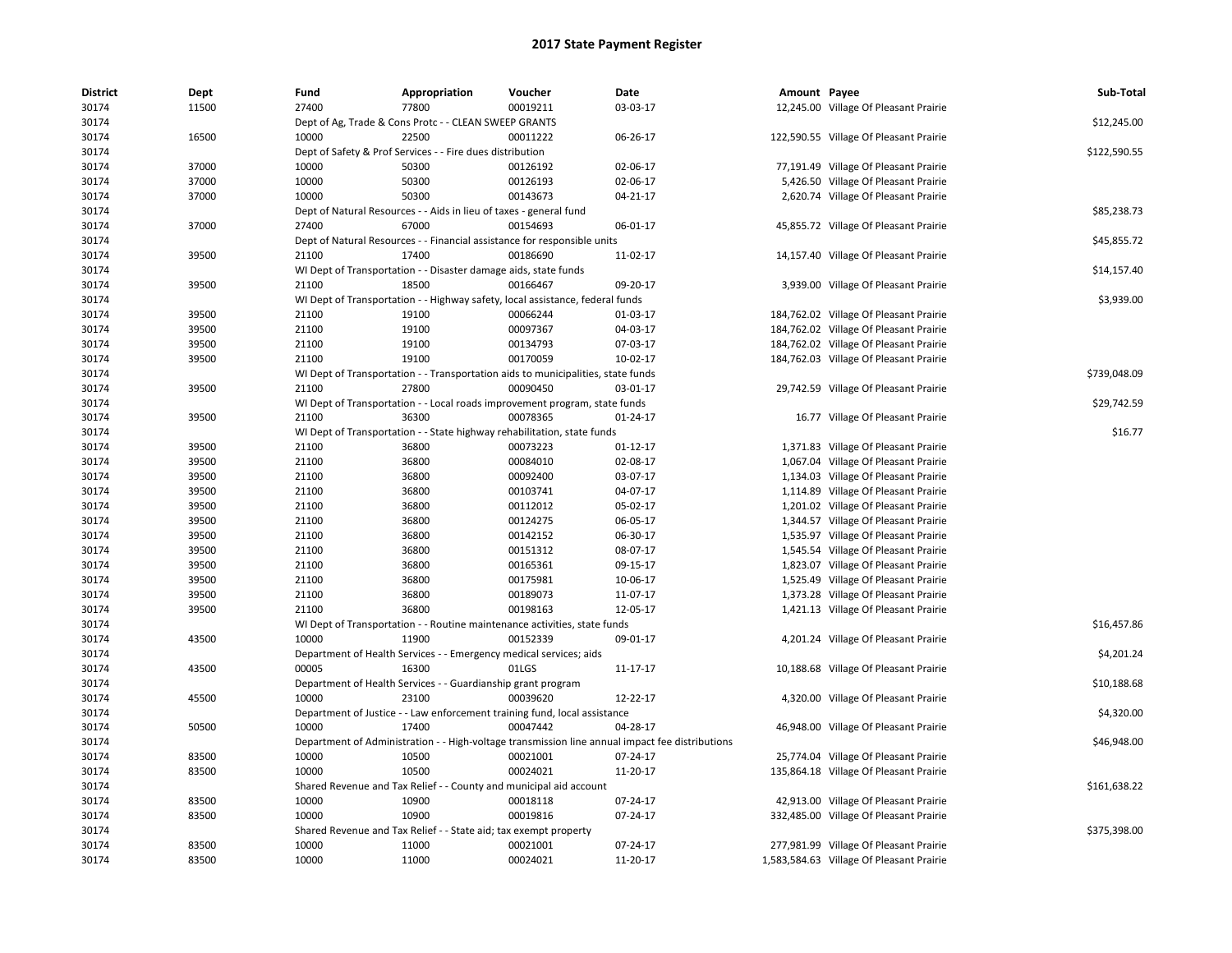# 2017 State Payment Register

| District | Dept | Fund | Appropriation | Voucher | Date | Amount | Payee | Sub-Total |
|---|---|---|---|---|---|---|---|---|
| 30174 | 11500 | 27400 | 77800 | 00019211 | 03-03-17 | 12,245.00 | Village Of Pleasant Prairie | |
| 30174 | | Dept of Ag, Trade & Cons Protc - - CLEAN SWEEP GRANTS | | | | | | $12,245.00 |
| 30174 | 16500 | 10000 | 22500 | 00011222 | 06-26-17 | 122,590.55 | Village Of Pleasant Prairie | |
| 30174 | | Dept of Safety & Prof Services - - Fire dues distribution | | | | | | $122,590.55 |
| 30174 | 37000 | 10000 | 50300 | 00126192 | 02-06-17 | 77,191.49 | Village Of Pleasant Prairie | |
| 30174 | 37000 | 10000 | 50300 | 00126193 | 02-06-17 | 5,426.50 | Village Of Pleasant Prairie | |
| 30174 | 37000 | 10000 | 50300 | 00143673 | 04-21-17 | 2,620.74 | Village Of Pleasant Prairie | |
| 30174 | | Dept of Natural Resources - - Aids in lieu of taxes - general fund | | | | | | $85,238.73 |
| 30174 | 37000 | 27400 | 67000 | 00154693 | 06-01-17 | 45,855.72 | Village Of Pleasant Prairie | |
| 30174 | | Dept of Natural Resources - - Financial assistance for responsible units | | | | | | $45,855.72 |
| 30174 | 39500 | 21100 | 17400 | 00186690 | 11-02-17 | 14,157.40 | Village Of Pleasant Prairie | |
| 30174 | | WI Dept of Transportation - - Disaster damage aids, state funds | | | | | | $14,157.40 |
| 30174 | 39500 | 21100 | 18500 | 00166467 | 09-20-17 | 3,939.00 | Village Of Pleasant Prairie | |
| 30174 | | WI Dept of Transportation - - Highway safety, local assistance, federal funds | | | | | | $3,939.00 |
| 30174 | 39500 | 21100 | 19100 | 00066244 | 01-03-17 | 184,762.02 | Village Of Pleasant Prairie | |
| 30174 | 39500 | 21100 | 19100 | 00097367 | 04-03-17 | 184,762.02 | Village Of Pleasant Prairie | |
| 30174 | 39500 | 21100 | 19100 | 00134793 | 07-03-17 | 184,762.02 | Village Of Pleasant Prairie | |
| 30174 | 39500 | 21100 | 19100 | 00170059 | 10-02-17 | 184,762.03 | Village Of Pleasant Prairie | |
| 30174 | | WI Dept of Transportation - - Transportation aids to municipalities, state funds | | | | | | $739,048.09 |
| 30174 | 39500 | 21100 | 27800 | 00090450 | 03-01-17 | 29,742.59 | Village Of Pleasant Prairie | |
| 30174 | | WI Dept of Transportation - - Local roads improvement program, state funds | | | | | | $29,742.59 |
| 30174 | 39500 | 21100 | 36300 | 00078365 | 01-24-17 | 16.77 | Village Of Pleasant Prairie | |
| 30174 | | WI Dept of Transportation - - State highway rehabilitation, state funds | | | | | | $16.77 |
| 30174 | 39500 | 21100 | 36800 | 00073223 | 01-12-17 | 1,371.83 | Village Of Pleasant Prairie | |
| 30174 | 39500 | 21100 | 36800 | 00084010 | 02-08-17 | 1,067.04 | Village Of Pleasant Prairie | |
| 30174 | 39500 | 21100 | 36800 | 00092400 | 03-07-17 | 1,134.03 | Village Of Pleasant Prairie | |
| 30174 | 39500 | 21100 | 36800 | 00103741 | 04-07-17 | 1,114.89 | Village Of Pleasant Prairie | |
| 30174 | 39500 | 21100 | 36800 | 00112012 | 05-02-17 | 1,201.02 | Village Of Pleasant Prairie | |
| 30174 | 39500 | 21100 | 36800 | 00124275 | 06-05-17 | 1,344.57 | Village Of Pleasant Prairie | |
| 30174 | 39500 | 21100 | 36800 | 00142152 | 06-30-17 | 1,535.97 | Village Of Pleasant Prairie | |
| 30174 | 39500 | 21100 | 36800 | 00151312 | 08-07-17 | 1,545.54 | Village Of Pleasant Prairie | |
| 30174 | 39500 | 21100 | 36800 | 00165361 | 09-15-17 | 1,823.07 | Village Of Pleasant Prairie | |
| 30174 | 39500 | 21100 | 36800 | 00175981 | 10-06-17 | 1,525.49 | Village Of Pleasant Prairie | |
| 30174 | 39500 | 21100 | 36800 | 00189073 | 11-07-17 | 1,373.28 | Village Of Pleasant Prairie | |
| 30174 | 39500 | 21100 | 36800 | 00198163 | 12-05-17 | 1,421.13 | Village Of Pleasant Prairie | |
| 30174 | | WI Dept of Transportation - - Routine maintenance activities, state funds | | | | | | $16,457.86 |
| 30174 | 43500 | 10000 | 11900 | 00152339 | 09-01-17 | 4,201.24 | Village Of Pleasant Prairie | |
| 30174 | | Department of Health Services - - Emergency medical services; aids | | | | | | $4,201.24 |
| 30174 | 43500 | 00005 | 16300 | 01LGS | 11-17-17 | 10,188.68 | Village Of Pleasant Prairie | |
| 30174 | | Department of Health Services - - Guardianship grant program | | | | | | $10,188.68 |
| 30174 | 45500 | 10000 | 23100 | 00039620 | 12-22-17 | 4,320.00 | Village Of Pleasant Prairie | |
| 30174 | | Department of Justice - - Law enforcement training fund, local assistance | | | | | | $4,320.00 |
| 30174 | 50500 | 10000 | 17400 | 00047442 | 04-28-17 | 46,948.00 | Village Of Pleasant Prairie | |
| 30174 | | Department of Administration - - High-voltage transmission line annual impact fee distributions | | | | | | $46,948.00 |
| 30174 | 83500 | 10000 | 10500 | 00021001 | 07-24-17 | 25,774.04 | Village Of Pleasant Prairie | |
| 30174 | 83500 | 10000 | 10500 | 00024021 | 11-20-17 | 135,864.18 | Village Of Pleasant Prairie | |
| 30174 | | Shared Revenue and Tax Relief - - County and municipal aid account | | | | | | $161,638.22 |
| 30174 | 83500 | 10000 | 10900 | 00018118 | 07-24-17 | 42,913.00 | Village Of Pleasant Prairie | |
| 30174 | 83500 | 10000 | 10900 | 00019816 | 07-24-17 | 332,485.00 | Village Of Pleasant Prairie | |
| 30174 | | Shared Revenue and Tax Relief - - State aid; tax exempt property | | | | | | $375,398.00 |
| 30174 | 83500 | 10000 | 11000 | 00021001 | 07-24-17 | 277,981.99 | Village Of Pleasant Prairie | |
| 30174 | 83500 | 10000 | 11000 | 00024021 | 11-20-17 | 1,583,584.63 | Village Of Pleasant Prairie | |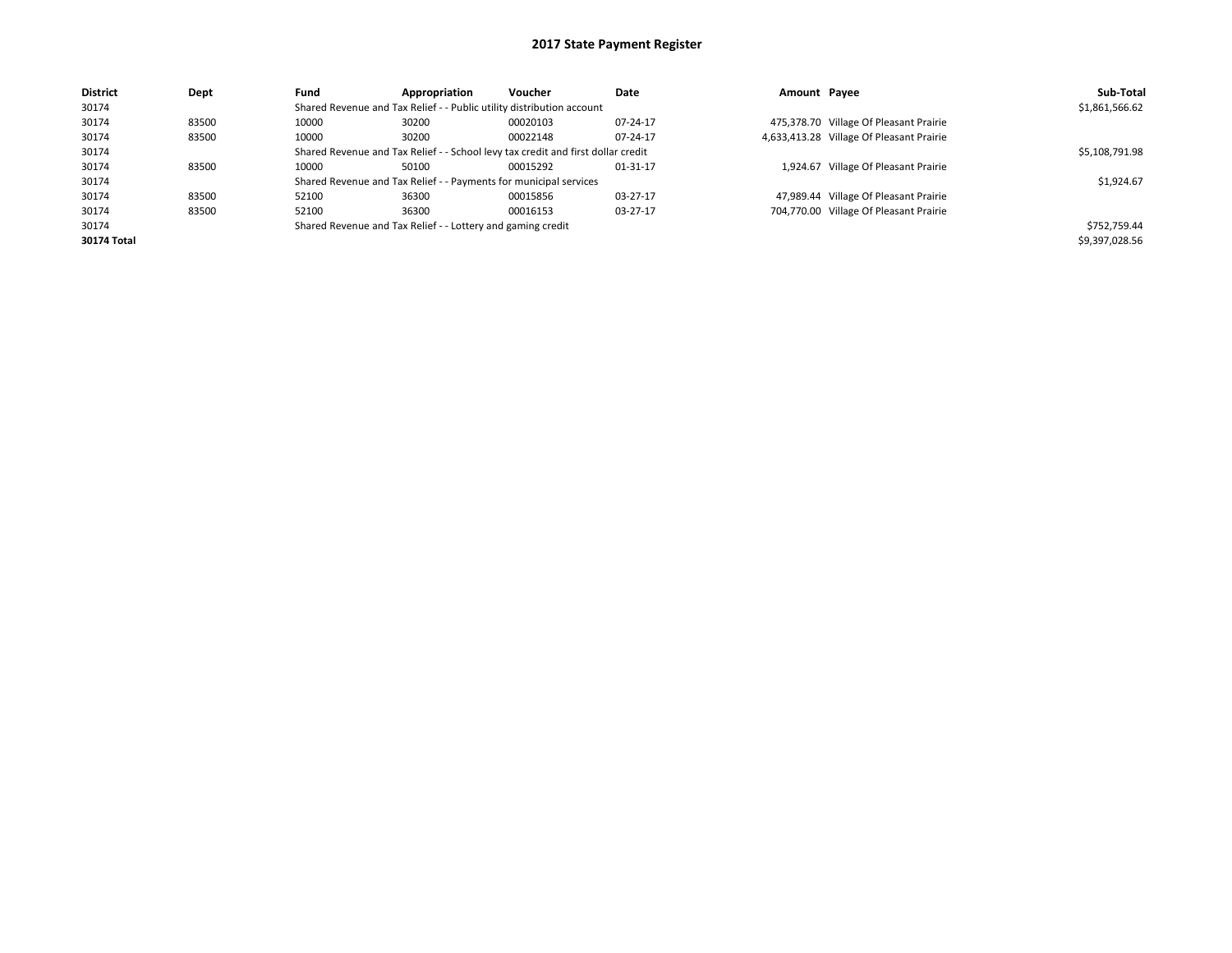# 2017 State Payment Register

| District | Dept | Fund | Appropriation | Voucher | Date | Amount | Payee | Sub-Total |
|---|---|---|---|---|---|---|---|---|
| 30174 | | Shared Revenue and Tax Relief - - Public utility distribution account | | | | | | $1,861,566.62 |
| 30174 | 83500 | 10000 | 30200 | 00020103 | 07-24-17 | 475,378.70 | Village Of Pleasant Prairie | |
| 30174 | 83500 | 10000 | 30200 | 00022148 | 07-24-17 | 4,633,413.28 | Village Of Pleasant Prairie | |
| 30174 | | Shared Revenue and Tax Relief - - School levy tax credit and first dollar credit | | | | | | $5,108,791.98 |
| 30174 | 83500 | 10000 | 50100 | 00015292 | 01-31-17 | 1,924.67 | Village Of Pleasant Prairie | |
| 30174 | | Shared Revenue and Tax Relief - - Payments for municipal services | | | | | | $1,924.67 |
| 30174 | 83500 | 52100 | 36300 | 00015856 | 03-27-17 | 47,989.44 | Village Of Pleasant Prairie | |
| 30174 | 83500 | 52100 | 36300 | 00016153 | 03-27-17 | 704,770.00 | Village Of Pleasant Prairie | |
| 30174 | | Shared Revenue and Tax Relief - - Lottery and gaming credit | | | | | | $752,759.44 |
| **30174 Total** | | | | | | | | $9,397,028.56 |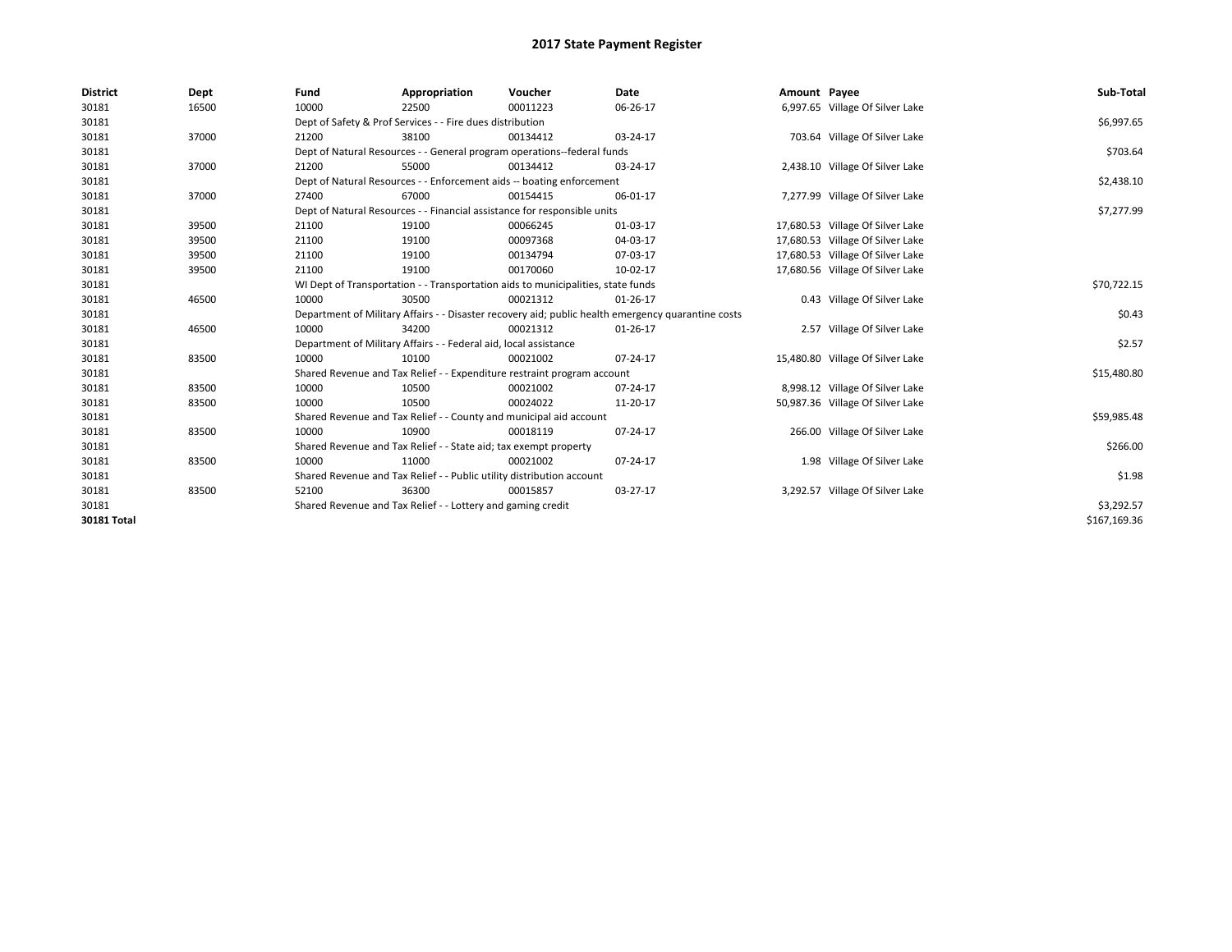# 2017 State Payment Register

| District | Dept | Fund | Appropriation | Voucher | Date | Amount | Payee | Sub-Total |
|---|---|---|---|---|---|---|---|---|
| 30181 | 16500 | 10000 | 22500 | 00011223 | 06-26-17 | 6,997.65 | Village Of Silver Lake | |
| 30181 | | Dept of Safety & Prof Services - - Fire dues distribution | | | | | | $6,997.65 |
| 30181 | 37000 | 21200 | 38100 | 00134412 | 03-24-17 | 703.64 | Village Of Silver Lake | |
| 30181 | | Dept of Natural Resources - - General program operations--federal funds | | | | | | $703.64 |
| 30181 | 37000 | 21200 | 55000 | 00134412 | 03-24-17 | 2,438.10 | Village Of Silver Lake | |
| 30181 | | Dept of Natural Resources - - Enforcement aids -- boating enforcement | | | | | | $2,438.10 |
| 30181 | 37000 | 27400 | 67000 | 00154415 | 06-01-17 | 7,277.99 | Village Of Silver Lake | |
| 30181 | | Dept of Natural Resources - - Financial assistance for responsible units | | | | | | $7,277.99 |
| 30181 | 39500 | 21100 | 19100 | 00066245 | 01-03-17 | 17,680.53 | Village Of Silver Lake | |
| 30181 | 39500 | 21100 | 19100 | 00097368 | 04-03-17 | 17,680.53 | Village Of Silver Lake | |
| 30181 | 39500 | 21100 | 19100 | 00134794 | 07-03-17 | 17,680.53 | Village Of Silver Lake | |
| 30181 | 39500 | 21100 | 19100 | 00170060 | 10-02-17 | 17,680.56 | Village Of Silver Lake | |
| 30181 | | WI Dept of Transportation - - Transportation aids to municipalities, state funds | | | | | | $70,722.15 |
| 30181 | 46500 | 10000 | 30500 | 00021312 | 01-26-17 | 0.43 | Village Of Silver Lake | |
| 30181 | | Department of Military Affairs - - Disaster recovery aid; public health emergency quarantine costs | | | | | | $0.43 |
| 30181 | 46500 | 10000 | 34200 | 00021312 | 01-26-17 | 2.57 | Village Of Silver Lake | |
| 30181 | | Department of Military Affairs - - Federal aid, local assistance | | | | | | $2.57 |
| 30181 | 83500 | 10000 | 10100 | 00021002 | 07-24-17 | 15,480.80 | Village Of Silver Lake | |
| 30181 | | Shared Revenue and Tax Relief - - Expenditure restraint program account | | | | | | $15,480.80 |
| 30181 | 83500 | 10000 | 10500 | 00021002 | 07-24-17 | 8,998.12 | Village Of Silver Lake | |
| 30181 | 83500 | 10000 | 10500 | 00024022 | 11-20-17 | 50,987.36 | Village Of Silver Lake | |
| 30181 | | Shared Revenue and Tax Relief - - County and municipal aid account | | | | | | $59,985.48 |
| 30181 | 83500 | 10000 | 10900 | 00018119 | 07-24-17 | 266.00 | Village Of Silver Lake | |
| 30181 | | Shared Revenue and Tax Relief - - State aid; tax exempt property | | | | | | $266.00 |
| 30181 | 83500 | 10000 | 11000 | 00021002 | 07-24-17 | 1.98 | Village Of Silver Lake | |
| 30181 | | Shared Revenue and Tax Relief - - Public utility distribution account | | | | | | $1.98 |
| 30181 | 83500 | 52100 | 36300 | 00015857 | 03-27-17 | 3,292.57 | Village Of Silver Lake | |
| 30181 | | Shared Revenue and Tax Relief - - Lottery and gaming credit | | | | | | $3,292.57 |
| **30181 Total** | | | | | | | | $167,169.36 |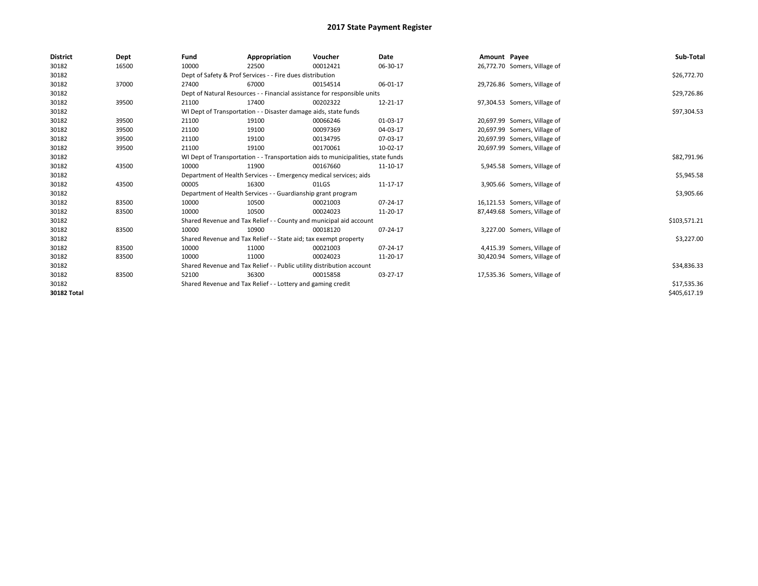# 2017 State Payment Register

| District | Dept | Fund | Appropriation | Voucher | Date | Amount | Payee | Sub-Total |
|---|---|---|---|---|---|---|---|---|
| 30182 | 16500 | 10000 | 22500 | 00012421 | 06-30-17 | 26,772.70 | Somers, Village of | |
| 30182 | | Dept of Safety & Prof Services - - Fire dues distribution | | | | | | $26,772.70 |
| 30182 | 37000 | 27400 | 67000 | 00154514 | 06-01-17 | 29,726.86 | Somers, Village of | |
| 30182 | | Dept of Natural Resources - - Financial assistance for responsible units | | | | | | $29,726.86 |
| 30182 | 39500 | 21100 | 17400 | 00202322 | 12-21-17 | 97,304.53 | Somers, Village of | |
| 30182 | | WI Dept of Transportation - - Disaster damage aids, state funds | | | | | | $97,304.53 |
| 30182 | 39500 | 21100 | 19100 | 00066246 | 01-03-17 | 20,697.99 | Somers, Village of | |
| 30182 | 39500 | 21100 | 19100 | 00097369 | 04-03-17 | 20,697.99 | Somers, Village of | |
| 30182 | 39500 | 21100 | 19100 | 00134795 | 07-03-17 | 20,697.99 | Somers, Village of | |
| 30182 | 39500 | 21100 | 19100 | 00170061 | 10-02-17 | 20,697.99 | Somers, Village of | |
| 30182 | | WI Dept of Transportation - - Transportation aids to municipalities, state funds | | | | | | $82,791.96 |
| 30182 | 43500 | 10000 | 11900 | 00167660 | 11-10-17 | 5,945.58 | Somers, Village of | |
| 30182 | | Department of Health Services - - Emergency medical services; aids | | | | | | $5,945.58 |
| 30182 | 43500 | 00005 | 16300 | 01LGS | 11-17-17 | 3,905.66 | Somers, Village of | |
| 30182 | | Department of Health Services - - Guardianship grant program | | | | | | $3,905.66 |
| 30182 | 83500 | 10000 | 10500 | 00021003 | 07-24-17 | 16,121.53 | Somers, Village of | |
| 30182 | 83500 | 10000 | 10500 | 00024023 | 11-20-17 | 87,449.68 | Somers, Village of | |
| 30182 | | Shared Revenue and Tax Relief - - County and municipal aid account | | | | | | $103,571.21 |
| 30182 | 83500 | 10000 | 10900 | 00018120 | 07-24-17 | 3,227.00 | Somers, Village of | |
| 30182 | | Shared Revenue and Tax Relief - - State aid; tax exempt property | | | | | | $3,227.00 |
| 30182 | 83500 | 10000 | 11000 | 00021003 | 07-24-17 | 4,415.39 | Somers, Village of | |
| 30182 | 83500 | 10000 | 11000 | 00024023 | 11-20-17 | 30,420.94 | Somers, Village of | |
| 30182 | | Shared Revenue and Tax Relief - - Public utility distribution account | | | | | | $34,836.33 |
| 30182 | 83500 | 52100 | 36300 | 00015858 | 03-27-17 | 17,535.36 | Somers, Village of | |
| 30182 | | Shared Revenue and Tax Relief - - Lottery and gaming credit | | | | | | $17,535.36 |
| **30182 Total** | | | | | | | | $405,617.19 |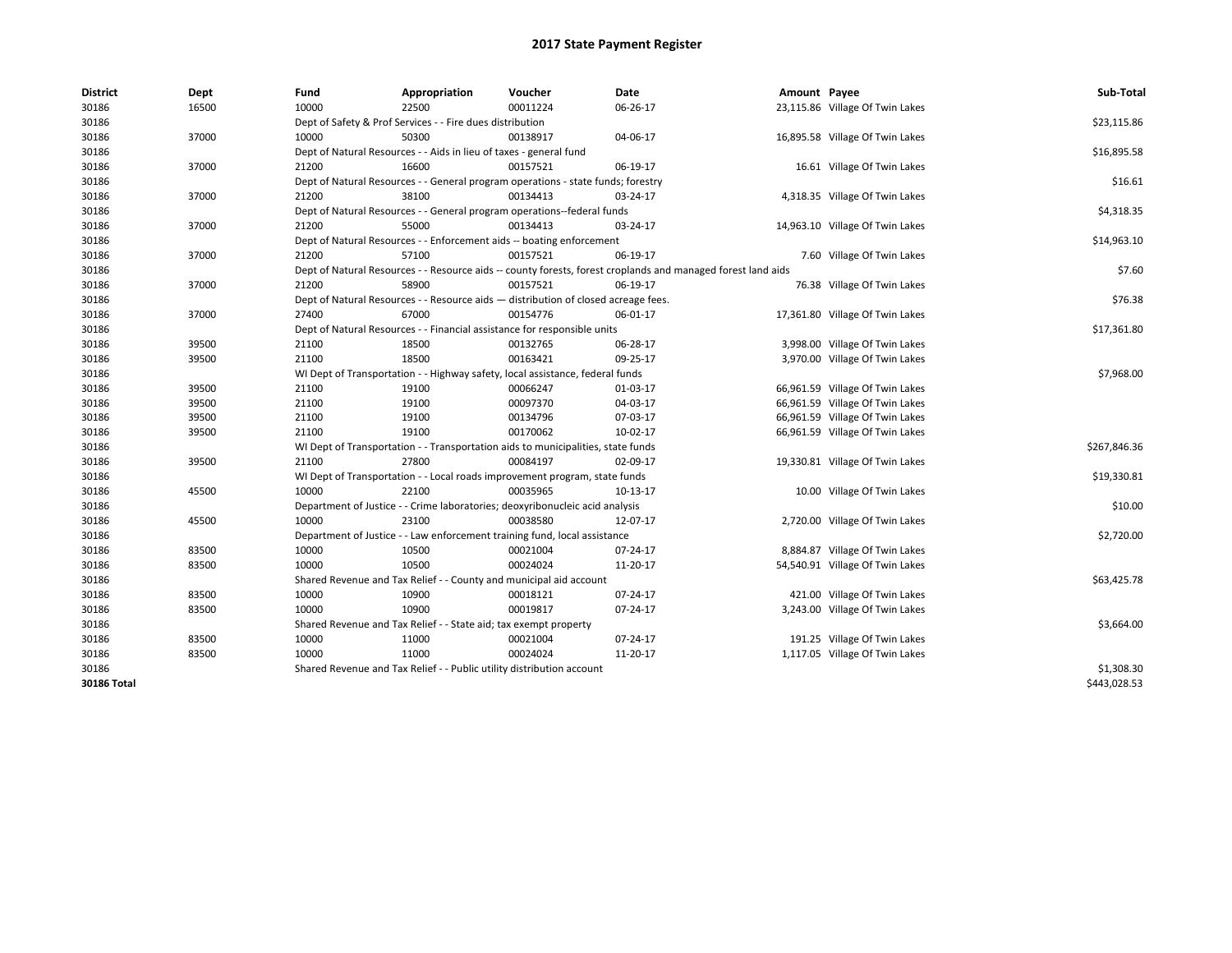# 2017 State Payment Register

| District | Dept | Fund | Appropriation | Voucher | Date | Amount | Payee | Sub-Total |
|---|---|---|---|---|---|---|---|---|
| 30186 | 16500 | 10000 | 22500 | 00011224 | 06-26-17 | 23,115.86 | Village Of Twin Lakes | |
| 30186 | | Dept of Safety & Prof Services - - Fire dues distribution | | | | | | $23,115.86 |
| 30186 | 37000 | 10000 | 50300 | 00138917 | 04-06-17 | 16,895.58 | Village Of Twin Lakes | |
| 30186 | | Dept of Natural Resources - - Aids in lieu of taxes - general fund | | | | | | $16,895.58 |
| 30186 | 37000 | 21200 | 16600 | 00157521 | 06-19-17 | 16.61 | Village Of Twin Lakes | |
| 30186 | | Dept of Natural Resources - - General program operations - state funds; forestry | | | | | | $16.61 |
| 30186 | 37000 | 21200 | 38100 | 00134413 | 03-24-17 | 4,318.35 | Village Of Twin Lakes | |
| 30186 | | Dept of Natural Resources - - General program operations--federal funds | | | | | | $4,318.35 |
| 30186 | 37000 | 21200 | 55000 | 00134413 | 03-24-17 | 14,963.10 | Village Of Twin Lakes | |
| 30186 | | Dept of Natural Resources - - Enforcement aids -- boating enforcement | | | | | | $14,963.10 |
| 30186 | 37000 | 21200 | 57100 | 00157521 | 06-19-17 | 7.60 | Village Of Twin Lakes | |
| 30186 | | Dept of Natural Resources - - Resource aids -- county forests, forest croplands and managed forest land aids | | | | | | $7.60 |
| 30186 | 37000 | 21200 | 58900 | 00157521 | 06-19-17 | 76.38 | Village Of Twin Lakes | |
| 30186 | | Dept of Natural Resources - - Resource aids — distribution of closed acreage fees. | | | | | | $76.38 |
| 30186 | 37000 | 27400 | 67000 | 00154776 | 06-01-17 | 17,361.80 | Village Of Twin Lakes | |
| 30186 | | Dept of Natural Resources - - Financial assistance for responsible units | | | | | | $17,361.80 |
| 30186 | 39500 | 21100 | 18500 | 00132765 | 06-28-17 | 3,998.00 | Village Of Twin Lakes | |
| 30186 | 39500 | 21100 | 18500 | 00163421 | 09-25-17 | 3,970.00 | Village Of Twin Lakes | |
| 30186 | | WI Dept of Transportation - - Highway safety, local assistance, federal funds | | | | | | $7,968.00 |
| 30186 | 39500 | 21100 | 19100 | 00066247 | 01-03-17 | 66,961.59 | Village Of Twin Lakes | |
| 30186 | 39500 | 21100 | 19100 | 00097370 | 04-03-17 | 66,961.59 | Village Of Twin Lakes | |
| 30186 | 39500 | 21100 | 19100 | 00134796 | 07-03-17 | 66,961.59 | Village Of Twin Lakes | |
| 30186 | 39500 | 21100 | 19100 | 00170062 | 10-02-17 | 66,961.59 | Village Of Twin Lakes | |
| 30186 | | WI Dept of Transportation - - Transportation aids to municipalities, state funds | | | | | | $267,846.36 |
| 30186 | 39500 | 21100 | 27800 | 00084197 | 02-09-17 | 19,330.81 | Village Of Twin Lakes | |
| 30186 | | WI Dept of Transportation - - Local roads improvement program, state funds | | | | | | $19,330.81 |
| 30186 | 45500 | 10000 | 22100 | 00035965 | 10-13-17 | 10.00 | Village Of Twin Lakes | |
| 30186 | | Department of Justice - - Crime laboratories; deoxyribonucleic acid analysis | | | | | | $10.00 |
| 30186 | 45500 | 10000 | 23100 | 00038580 | 12-07-17 | 2,720.00 | Village Of Twin Lakes | |
| 30186 | | Department of Justice - - Law enforcement training fund, local assistance | | | | | | $2,720.00 |
| 30186 | 83500 | 10000 | 10500 | 00021004 | 07-24-17 | 8,884.87 | Village Of Twin Lakes | |
| 30186 | 83500 | 10000 | 10500 | 00024024 | 11-20-17 | 54,540.91 | Village Of Twin Lakes | |
| 30186 | | Shared Revenue and Tax Relief - - County and municipal aid account | | | | | | $63,425.78 |
| 30186 | 83500 | 10000 | 10900 | 00018121 | 07-24-17 | 421.00 | Village Of Twin Lakes | |
| 30186 | 83500 | 10000 | 10900 | 00019817 | 07-24-17 | 3,243.00 | Village Of Twin Lakes | |
| 30186 | | Shared Revenue and Tax Relief - - State aid; tax exempt property | | | | | | $3,664.00 |
| 30186 | 83500 | 10000 | 11000 | 00021004 | 07-24-17 | 191.25 | Village Of Twin Lakes | |
| 30186 | 83500 | 10000 | 11000 | 00024024 | 11-20-17 | 1,117.05 | Village Of Twin Lakes | |
| 30186 | | Shared Revenue and Tax Relief - - Public utility distribution account | | | | | | $1,308.30 |
| **30186 Total** | | | | | | | | $443,028.53 |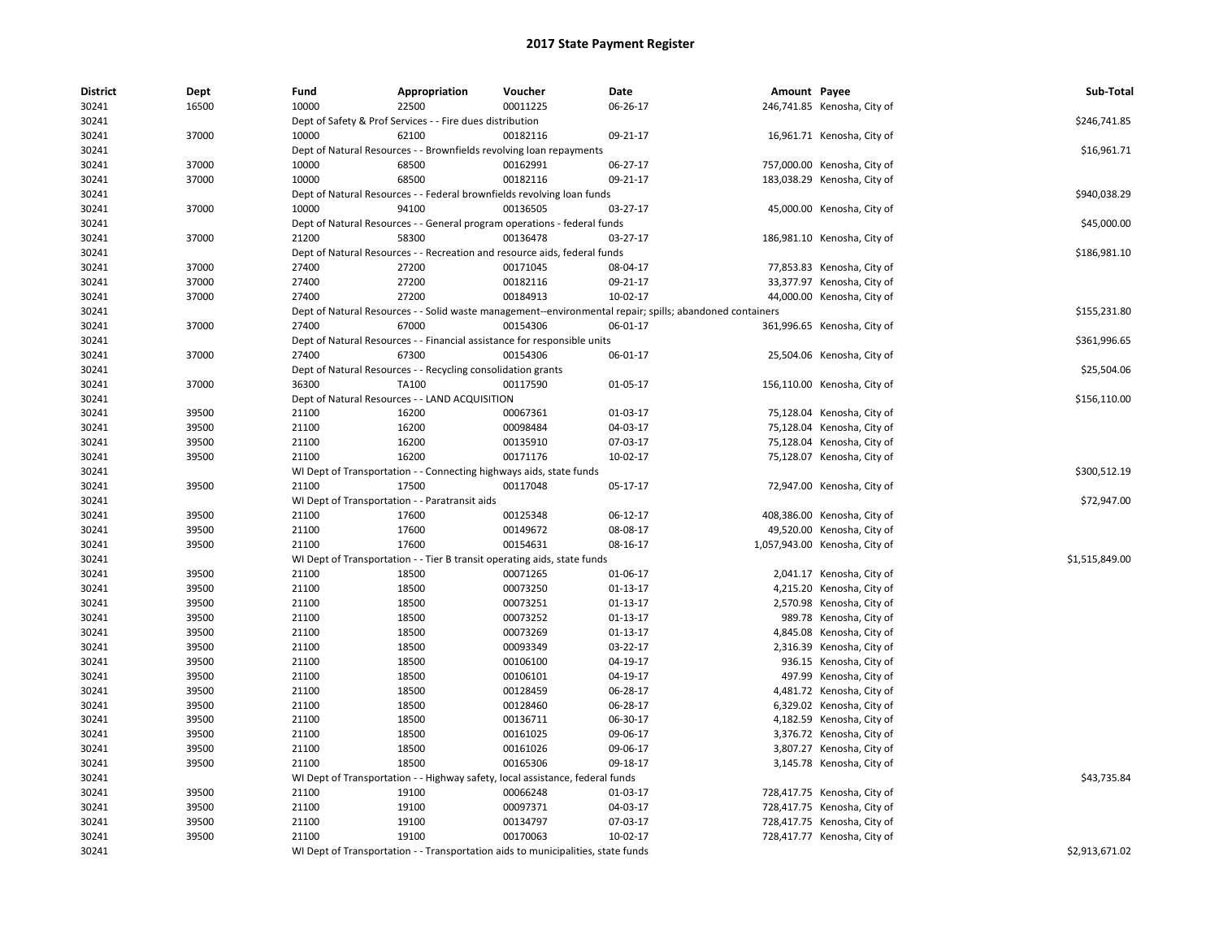# 2017 State Payment Register

| District | Dept | Fund | Appropriation | Voucher | Date | Amount | Payee | Sub-Total |
|---|---|---|---|---|---|---|---|---|
| 30241 | 16500 | 10000 | 22500 | 00011225 | 06-26-17 | 246,741.85 | Kenosha, City of | |
| 30241 | | Dept of Safety & Prof Services - - Fire dues distribution | | | | | | $246,741.85 |
| 30241 | 37000 | 10000 | 62100 | 00182116 | 09-21-17 | 16,961.71 | Kenosha, City of | |
| 30241 | | Dept of Natural Resources - - Brownfields revolving loan repayments | | | | | | $16,961.71 |
| 30241 | 37000 | 10000 | 68500 | 00162991 | 06-27-17 | 757,000.00 | Kenosha, City of | |
| 30241 | 37000 | 10000 | 68500 | 00182116 | 09-21-17 | 183,038.29 | Kenosha, City of | |
| 30241 | | Dept of Natural Resources - - Federal brownfields revolving loan funds | | | | | | $940,038.29 |
| 30241 | 37000 | 10000 | 94100 | 00136505 | 03-27-17 | 45,000.00 | Kenosha, City of | |
| 30241 | | Dept of Natural Resources - - General program operations - federal funds | | | | | | $45,000.00 |
| 30241 | 37000 | 21200 | 58300 | 00136478 | 03-27-17 | 186,981.10 | Kenosha, City of | |
| 30241 | | Dept of Natural Resources - - Recreation and resource aids, federal funds | | | | | | $186,981.10 |
| 30241 | 37000 | 27400 | 27200 | 00171045 | 08-04-17 | 77,853.83 | Kenosha, City of | |
| 30241 | 37000 | 27400 | 27200 | 00182116 | 09-21-17 | 33,377.97 | Kenosha, City of | |
| 30241 | 37000 | 27400 | 27200 | 00184913 | 10-02-17 | 44,000.00 | Kenosha, City of | |
| 30241 | | Dept of Natural Resources - - Solid waste management--environmental repair; spills; abandoned containers | | | | | | $155,231.80 |
| 30241 | 37000 | 27400 | 67000 | 00154306 | 06-01-17 | 361,996.65 | Kenosha, City of | |
| 30241 | | Dept of Natural Resources - - Financial assistance for responsible units | | | | | | $361,996.65 |
| 30241 | 37000 | 27400 | 67300 | 00154306 | 06-01-17 | 25,504.06 | Kenosha, City of | |
| 30241 | | Dept of Natural Resources - - Recycling consolidation grants | | | | | | $25,504.06 |
| 30241 | 37000 | 36300 | TA100 | 00117590 | 01-05-17 | 156,110.00 | Kenosha, City of | |
| 30241 | | Dept of Natural Resources - - LAND ACQUISITION | | | | | | $156,110.00 |
| 30241 | 39500 | 21100 | 16200 | 00067361 | 01-03-17 | 75,128.04 | Kenosha, City of | |
| 30241 | 39500 | 21100 | 16200 | 00098484 | 04-03-17 | 75,128.04 | Kenosha, City of | |
| 30241 | 39500 | 21100 | 16200 | 00135910 | 07-03-17 | 75,128.04 | Kenosha, City of | |
| 30241 | 39500 | 21100 | 16200 | 00171176 | 10-02-17 | 75,128.07 | Kenosha, City of | |
| 30241 | | WI Dept of Transportation - - Connecting highways aids, state funds | | | | | | $300,512.19 |
| 30241 | 39500 | 21100 | 17500 | 00117048 | 05-17-17 | 72,947.00 | Kenosha, City of | |
| 30241 | | WI Dept of Transportation - - Paratransit aids | | | | | | $72,947.00 |
| 30241 | 39500 | 21100 | 17600 | 00125348 | 06-12-17 | 408,386.00 | Kenosha, City of | |
| 30241 | 39500 | 21100 | 17600 | 00149672 | 08-08-17 | 49,520.00 | Kenosha, City of | |
| 30241 | 39500 | 21100 | 17600 | 00154631 | 08-16-17 | 1,057,943.00 | Kenosha, City of | |
| 30241 | | WI Dept of Transportation - - Tier B transit operating aids, state funds | | | | | | $1,515,849.00 |
| 30241 | 39500 | 21100 | 18500 | 00071265 | 01-06-17 | 2,041.17 | Kenosha, City of | |
| 30241 | 39500 | 21100 | 18500 | 00073250 | 01-13-17 | 4,215.20 | Kenosha, City of | |
| 30241 | 39500 | 21100 | 18500 | 00073251 | 01-13-17 | 2,570.98 | Kenosha, City of | |
| 30241 | 39500 | 21100 | 18500 | 00073252 | 01-13-17 | 989.78 | Kenosha, City of | |
| 30241 | 39500 | 21100 | 18500 | 00073269 | 01-13-17 | 4,845.08 | Kenosha, City of | |
| 30241 | 39500 | 21100 | 18500 | 00093349 | 03-22-17 | 2,316.39 | Kenosha, City of | |
| 30241 | 39500 | 21100 | 18500 | 00106100 | 04-19-17 | 936.15 | Kenosha, City of | |
| 30241 | 39500 | 21100 | 18500 | 00106101 | 04-19-17 | 497.99 | Kenosha, City of | |
| 30241 | 39500 | 21100 | 18500 | 00128459 | 06-28-17 | 4,481.72 | Kenosha, City of | |
| 30241 | 39500 | 21100 | 18500 | 00128460 | 06-28-17 | 6,329.02 | Kenosha, City of | |
| 30241 | 39500 | 21100 | 18500 | 00136711 | 06-30-17 | 4,182.59 | Kenosha, City of | |
| 30241 | 39500 | 21100 | 18500 | 00161025 | 09-06-17 | 3,376.72 | Kenosha, City of | |
| 30241 | 39500 | 21100 | 18500 | 00161026 | 09-06-17 | 3,807.27 | Kenosha, City of | |
| 30241 | 39500 | 21100 | 18500 | 00165306 | 09-18-17 | 3,145.78 | Kenosha, City of | |
| 30241 | | WI Dept of Transportation - - Highway safety, local assistance, federal funds | | | | | | $43,735.84 |
| 30241 | 39500 | 21100 | 19100 | 00066248 | 01-03-17 | 728,417.75 | Kenosha, City of | |
| 30241 | 39500 | 21100 | 19100 | 00097371 | 04-03-17 | 728,417.75 | Kenosha, City of | |
| 30241 | 39500 | 21100 | 19100 | 00134797 | 07-03-17 | 728,417.75 | Kenosha, City of | |
| 30241 | 39500 | 21100 | 19100 | 00170063 | 10-02-17 | 728,417.77 | Kenosha, City of | |
| 30241 | | WI Dept of Transportation - - Transportation aids to municipalities, state funds | | | | | | $2,913,671.02 |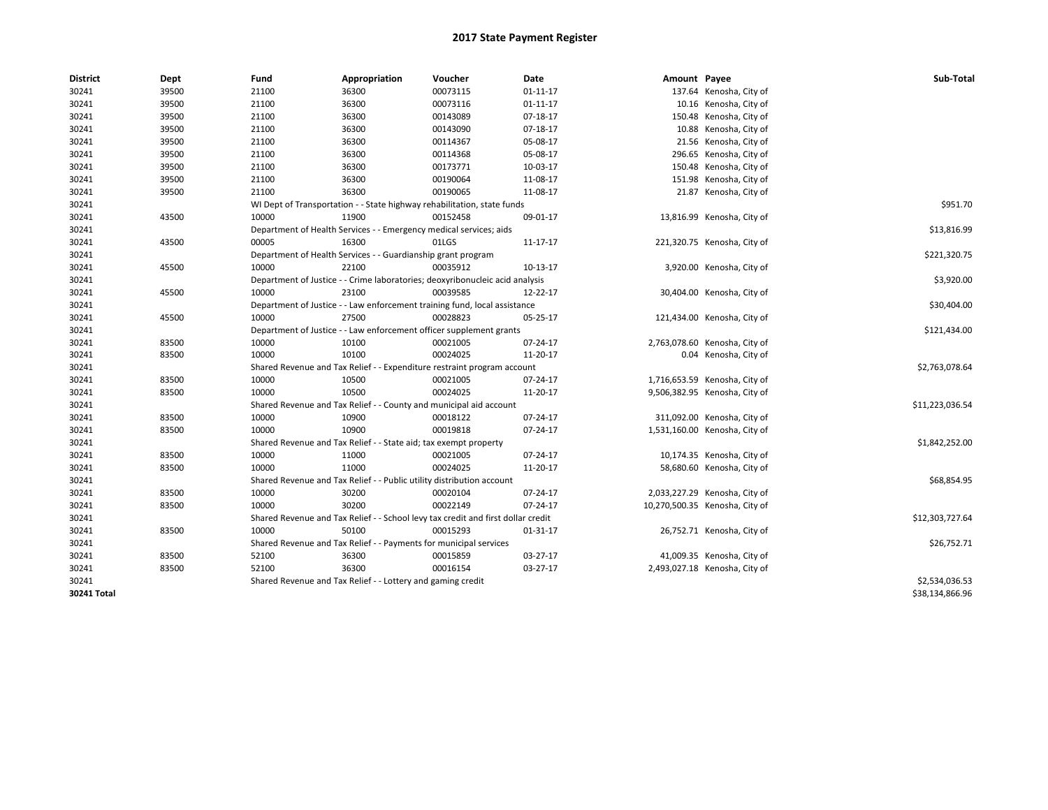# 2017 State Payment Register

| District | Dept | Fund | Appropriation | Voucher | Date | Amount | Payee | Sub-Total |
|---|---|---|---|---|---|---|---|---|
| 30241 | 39500 | 21100 | 36300 | 00073115 | 01-11-17 | 137.64 | Kenosha, City of | |
| 30241 | 39500 | 21100 | 36300 | 00073116 | 01-11-17 | 10.16 | Kenosha, City of | |
| 30241 | 39500 | 21100 | 36300 | 00143089 | 07-18-17 | 150.48 | Kenosha, City of | |
| 30241 | 39500 | 21100 | 36300 | 00143090 | 07-18-17 | 10.88 | Kenosha, City of | |
| 30241 | 39500 | 21100 | 36300 | 00114367 | 05-08-17 | 21.56 | Kenosha, City of | |
| 30241 | 39500 | 21100 | 36300 | 00114368 | 05-08-17 | 296.65 | Kenosha, City of | |
| 30241 | 39500 | 21100 | 36300 | 00173771 | 10-03-17 | 150.48 | Kenosha, City of | |
| 30241 | 39500 | 21100 | 36300 | 00190064 | 11-08-17 | 151.98 | Kenosha, City of | |
| 30241 | 39500 | 21100 | 36300 | 00190065 | 11-08-17 | 21.87 | Kenosha, City of | |
| 30241 | | WI Dept of Transportation - - State highway rehabilitation, state funds | | | | | | $951.70 |
| 30241 | 43500 | 10000 | 11900 | 00152458 | 09-01-17 | 13,816.99 | Kenosha, City of | |
| 30241 | | Department of Health Services - - Emergency medical services; aids | | | | | | $13,816.99 |
| 30241 | 43500 | 00005 | 16300 | 01LGS | 11-17-17 | 221,320.75 | Kenosha, City of | |
| 30241 | | Department of Health Services - - Guardianship grant program | | | | | | $221,320.75 |
| 30241 | 45500 | 10000 | 22100 | 00035912 | 10-13-17 | 3,920.00 | Kenosha, City of | |
| 30241 | | Department of Justice - - Crime laboratories; deoxyribonucleic acid analysis | | | | | | $3,920.00 |
| 30241 | 45500 | 10000 | 23100 | 00039585 | 12-22-17 | 30,404.00 | Kenosha, City of | |
| 30241 | | Department of Justice - - Law enforcement training fund, local assistance | | | | | | $30,404.00 |
| 30241 | 45500 | 10000 | 27500 | 00028823 | 05-25-17 | 121,434.00 | Kenosha, City of | |
| 30241 | | Department of Justice - - Law enforcement officer supplement grants | | | | | | $121,434.00 |
| 30241 | 83500 | 10000 | 10100 | 00021005 | 07-24-17 | 2,763,078.60 | Kenosha, City of | |
| 30241 | 83500 | 10000 | 10100 | 00024025 | 11-20-17 | 0.04 | Kenosha, City of | |
| 30241 | | Shared Revenue and Tax Relief - - Expenditure restraint program account | | | | | | $2,763,078.64 |
| 30241 | 83500 | 10000 | 10500 | 00021005 | 07-24-17 | 1,716,653.59 | Kenosha, City of | |
| 30241 | 83500 | 10000 | 10500 | 00024025 | 11-20-17 | 9,506,382.95 | Kenosha, City of | |
| 30241 | | Shared Revenue and Tax Relief - - County and municipal aid account | | | | | | $11,223,036.54 |
| 30241 | 83500 | 10000 | 10900 | 00018122 | 07-24-17 | 311,092.00 | Kenosha, City of | |
| 30241 | 83500 | 10000 | 10900 | 00019818 | 07-24-17 | 1,531,160.00 | Kenosha, City of | |
| 30241 | | Shared Revenue and Tax Relief - - State aid; tax exempt property | | | | | | $1,842,252.00 |
| 30241 | 83500 | 10000 | 11000 | 00021005 | 07-24-17 | 10,174.35 | Kenosha, City of | |
| 30241 | 83500 | 10000 | 11000 | 00024025 | 11-20-17 | 58,680.60 | Kenosha, City of | |
| 30241 | | Shared Revenue and Tax Relief - - Public utility distribution account | | | | | | $68,854.95 |
| 30241 | 83500 | 10000 | 30200 | 00020104 | 07-24-17 | 2,033,227.29 | Kenosha, City of | |
| 30241 | 83500 | 10000 | 30200 | 00022149 | 07-24-17 | 10,270,500.35 | Kenosha, City of | |
| 30241 | | Shared Revenue and Tax Relief - - School levy tax credit and first dollar credit | | | | | | $12,303,727.64 |
| 30241 | 83500 | 10000 | 50100 | 00015293 | 01-31-17 | 26,752.71 | Kenosha, City of | |
| 30241 | | Shared Revenue and Tax Relief - - Payments for municipal services | | | | | | $26,752.71 |
| 30241 | 83500 | 52100 | 36300 | 00015859 | 03-27-17 | 41,009.35 | Kenosha, City of | |
| 30241 | 83500 | 52100 | 36300 | 00016154 | 03-27-17 | 2,493,027.18 | Kenosha, City of | |
| 30241 | | Shared Revenue and Tax Relief - - Lottery and gaming credit | | | | | | $2,534,036.53 |
| **30241 Total** | | | | | | | | $38,134,866.96 |